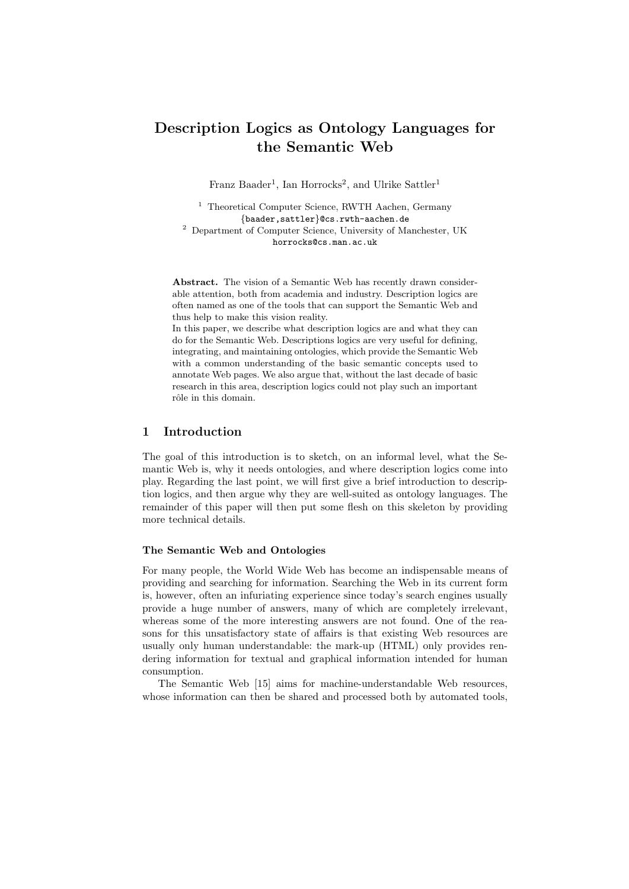# Description Logics as Ontology Languages for the Semantic Web

Franz Baader[1], Ian Horrocks[2], and Ulrike Sattler[1]

[1] Theoretical Computer Science, RWTH Aachen, Germany
{baader,sattler}@cs.rwth-aachen.de
[2] Department of Computer Science, University of Manchester, UK
horrocks@cs.man.ac.uk

**Abstract.** The vision of a Semantic Web has recently drawn considerable attention, both from academia and industry. Description logics are often named as one of the tools that can support the Semantic Web and thus help to make this vision reality.
In this paper, we describe what description logics are and what they can do for the Semantic Web. Descriptions logics are very useful for defining, integrating, and maintaining ontologies, which provide the Semantic Web with a common understanding of the basic semantic concepts used to annotate Web pages. We also argue that, without the last decade of basic research in this area, description logics could not play such an important rôle in this domain.

## 1 Introduction

The goal of this introduction is to sketch, on an informal level, what the Semantic Web is, why it needs ontologies, and where description logics come into play. Regarding the last point, we will first give a brief introduction to description logics, and then argue why they are well-suited as ontology languages. The remainder of this paper will then put some flesh on this skeleton by providing more technical details.

### The Semantic Web and Ontologies

For many people, the World Wide Web has become an indispensable means of providing and searching for information. Searching the Web in its current form is, however, often an infuriating experience since today's search engines usually provide a huge number of answers, many of which are completely irrelevant, whereas some of the more interesting answers are not found. One of the reasons for this unsatisfactory state of affairs is that existing Web resources are usually only human understandable: the mark-up (HTML) only provides rendering information for textual and graphical information intended for human consumption.

The Semantic Web [15] aims for machine-understandable Web resources, whose information can then be shared and processed both by automated tools,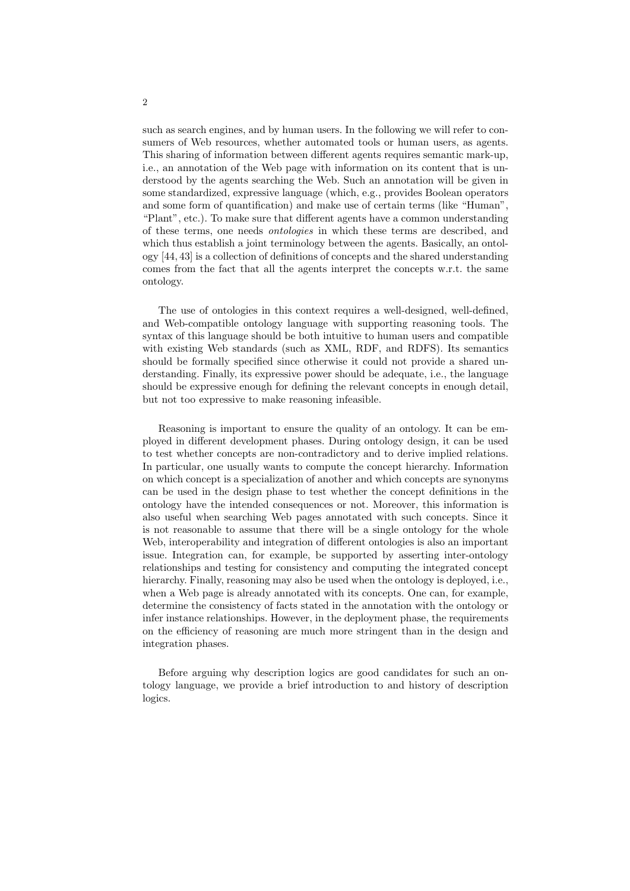such as search engines, and by human users. In the following we will refer to consumers of Web resources, whether automated tools or human users, as agents. This sharing of information between different agents requires semantic mark-up, i.e., an annotation of the Web page with information on its content that is understood by the agents searching the Web. Such an annotation will be given in some standardized, expressive language (which, e.g., provides Boolean operators and some form of quantification) and make use of certain terms (like "Human", "Plant", etc.). To make sure that different agents have a common understanding of these terms, one needs *ontologies* in which these terms are described, and which thus establish a joint terminology between the agents. Basically, an ontology [44, 43] is a collection of definitions of concepts and the shared understanding comes from the fact that all the agents interpret the concepts w.r.t. the same ontology.

The use of ontologies in this context requires a well-designed, well-defined, and Web-compatible ontology language with supporting reasoning tools. The syntax of this language should be both intuitive to human users and compatible with existing Web standards (such as XML, RDF, and RDFS). Its semantics should be formally specified since otherwise it could not provide a shared understanding. Finally, its expressive power should be adequate, i.e., the language should be expressive enough for defining the relevant concepts in enough detail, but not too expressive to make reasoning infeasible.

Reasoning is important to ensure the quality of an ontology. It can be employed in different development phases. During ontology design, it can be used to test whether concepts are non-contradictory and to derive implied relations. In particular, one usually wants to compute the concept hierarchy. Information on which concept is a specialization of another and which concepts are synonyms can be used in the design phase to test whether the concept definitions in the ontology have the intended consequences or not. Moreover, this information is also useful when searching Web pages annotated with such concepts. Since it is not reasonable to assume that there will be a single ontology for the whole Web, interoperability and integration of different ontologies is also an important issue. Integration can, for example, be supported by asserting inter-ontology relationships and testing for consistency and computing the integrated concept hierarchy. Finally, reasoning may also be used when the ontology is deployed, i.e., when a Web page is already annotated with its concepts. One can, for example, determine the consistency of facts stated in the annotation with the ontology or infer instance relationships. However, in the deployment phase, the requirements on the efficiency of reasoning are much more stringent than in the design and integration phases.

Before arguing why description logics are good candidates for such an ontology language, we provide a brief introduction to and history of description logics.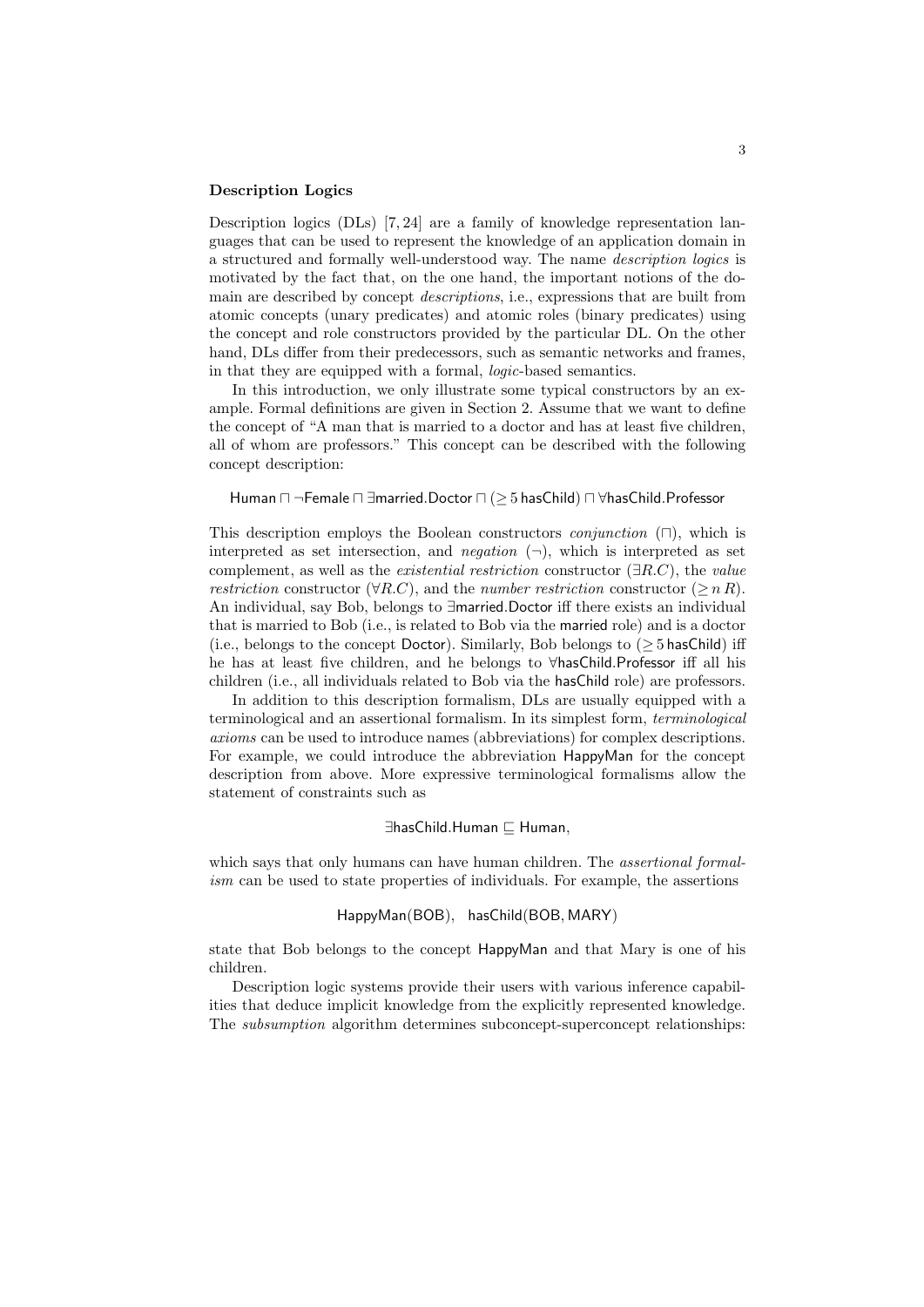**Description Logics**

Description logics (DLs) [7, 24] are a family of knowledge representation languages that can be used to represent the knowledge of an application domain in a structured and formally well-understood way. The name *description logics* is motivated by the fact that, on the one hand, the important notions of the domain are described by concept *descriptions*, i.e., expressions that are built from atomic concepts (unary predicates) and atomic roles (binary predicates) using the concept and role constructors provided by the particular DL. On the other hand, DLs differ from their predecessors, such as semantic networks and frames, in that they are equipped with a formal, *logic*-based semantics.

In this introduction, we only illustrate some typical constructors by an example. Formal definitions are given in Section 2. Assume that we want to define the concept of "A man that is married to a doctor and has at least five children, all of whom are professors." This concept can be described with the following concept description:

$$\mathsf{Human} \sqcap \neg\mathsf{Female} \sqcap \exists\mathsf{married}.\mathsf{Doctor} \sqcap (\geq 5\,\mathsf{hasChild}) \sqcap \forall\mathsf{hasChild}.\mathsf{Professor}$$

This description employs the Boolean constructors *conjunction* ($\sqcap$), which is interpreted as set intersection, and *negation* ($\neg$), which is interpreted as set complement, as well as the *existential restriction* constructor ($\exists R.C$), the *value restriction* constructor ($\forall R.C$), and the *number restriction* constructor ($\geq n\,R$). An individual, say Bob, belongs to $\exists\mathsf{married}.\mathsf{Doctor}$ iff there exists an individual that is married to Bob (i.e., is related to Bob via the $\mathsf{married}$ role) and is a doctor (i.e., belongs to the concept $\mathsf{Doctor}$). Similarly, Bob belongs to $(\geq 5\,\mathsf{hasChild})$ iff he has at least five children, and he belongs to $\forall\mathsf{hasChild}.\mathsf{Professor}$ iff all his children (i.e., all individuals related to Bob via the $\mathsf{hasChild}$ role) are professors.

In addition to this description formalism, DLs are usually equipped with a terminological and an assertional formalism. In its simplest form, *terminological axioms* can be used to introduce names (abbreviations) for complex descriptions. For example, we could introduce the abbreviation $\mathsf{HappyMan}$ for the concept description from above. More expressive terminological formalisms allow the statement of constraints such as

$$\exists\mathsf{hasChild}.\mathsf{Human} \sqsubseteq \mathsf{Human},$$

which says that only humans can have human children. The *assertional formalism* can be used to state properties of individuals. For example, the assertions

$$\mathsf{HappyMan}(\mathsf{BOB}), \quad \mathsf{hasChild}(\mathsf{BOB}, \mathsf{MARY})$$

state that Bob belongs to the concept $\mathsf{HappyMan}$ and that Mary is one of his children.

Description logic systems provide their users with various inference capabilities that deduce implicit knowledge from the explicitly represented knowledge. The *subsumption* algorithm determines subconcept-superconcept relationships: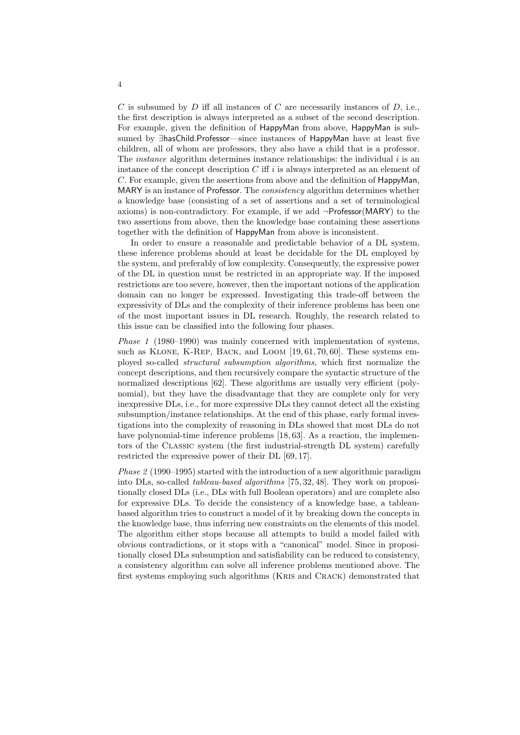$C$ is subsumed by $D$ iff all instances of $C$ are necessarily instances of $D$, i.e., the first description is always interpreted as a subset of the second description. For example, given the definition of HappyMan from above, HappyMan is subsumed by $\exists$hasChild.Professor—since instances of HappyMan have at least five children, all of whom are professors, they also have a child that is a professor. The *instance* algorithm determines instance relationships: the individual $i$ is an instance of the concept description $C$ iff $i$ is always interpreted as an element of $C$. For example, given the assertions from above and the definition of HappyMan, MARY is an instance of Professor. The *consistency* algorithm determines whether a knowledge base (consisting of a set of assertions and a set of terminological axioms) is non-contradictory. For example, if we add $\neg$Professor(MARY) to the two assertions from above, then the knowledge base containing these assertions together with the definition of HappyMan from above is inconsistent.

In order to ensure a reasonable and predictable behavior of a DL system, these inference problems should at least be decidable for the DL employed by the system, and preferably of low complexity. Consequently, the expressive power of the DL in question must be restricted in an appropriate way. If the imposed restrictions are too severe, however, then the important notions of the application domain can no longer be expressed. Investigating this trade-off between the expressivity of DLs and the complexity of their inference problems has been one of the most important issues in DL research. Roughly, the research related to this issue can be classified into the following four phases.

*Phase 1* (1980–1990) was mainly concerned with implementation of systems, such as Klone, K-Rep, Back, and Loom [19, 61, 70, 60]. These systems employed so-called *structural subsumption algorithms*, which first normalize the concept descriptions, and then recursively compare the syntactic structure of the normalized descriptions [62]. These algorithms are usually very efficient (polynomial), but they have the disadvantage that they are complete only for very inexpressive DLs, i.e., for more expressive DLs they cannot detect all the existing subsumption/instance relationships. At the end of this phase, early formal investigations into the complexity of reasoning in DLs showed that most DLs do not have polynomial-time inference problems [18, 63]. As a reaction, the implementors of the Classic system (the first industrial-strength DL system) carefully restricted the expressive power of their DL [69, 17].

*Phase 2* (1990–1995) started with the introduction of a new algorithmic paradigm into DLs, so-called *tableau-based algorithms* [75, 32, 48]. They work on propositionally closed DLs (i.e., DLs with full Boolean operators) and are complete also for expressive DLs. To decide the consistency of a knowledge base, a tableau-based algorithm tries to construct a model of it by breaking down the concepts in the knowledge base, thus inferring new constraints on the elements of this model. The algorithm either stops because all attempts to build a model failed with obvious contradictions, or it stops with a "canonical" model. Since in propositionally closed DLs subsumption and satisfiability can be reduced to consistency, a consistency algorithm can solve all inference problems mentioned above. The first systems employing such algorithms (Kris and Crack) demonstrated that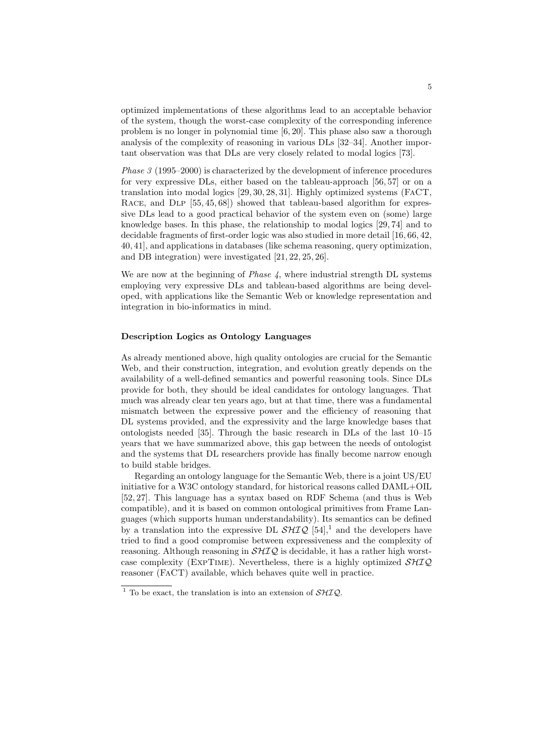optimized implementations of these algorithms lead to an acceptable behavior of the system, though the worst-case complexity of the corresponding inference problem is no longer in polynomial time [6, 20]. This phase also saw a thorough analysis of the complexity of reasoning in various DLs [32–34]. Another important observation was that DLs are very closely related to modal logics [73].

*Phase 3* (1995–2000) is characterized by the development of inference procedures for very expressive DLs, either based on the tableau-approach [56, 57] or on a translation into modal logics [29, 30, 28, 31]. Highly optimized systems (FaCT, Race, and Dlp [55, 45, 68]) showed that tableau-based algorithm for expressive DLs lead to a good practical behavior of the system even on (some) large knowledge bases. In this phase, the relationship to modal logics [29, 74] and to decidable fragments of first-order logic was also studied in more detail [16, 66, 42, 40, 41], and applications in databases (like schema reasoning, query optimization, and DB integration) were investigated [21, 22, 25, 26].

We are now at the beginning of *Phase 4*, where industrial strength DL systems employing very expressive DLs and tableau-based algorithms are being developed, with applications like the Semantic Web or knowledge representation and integration in bio-informatics in mind.

**Description Logics as Ontology Languages**

As already mentioned above, high quality ontologies are crucial for the Semantic Web, and their construction, integration, and evolution greatly depends on the availability of a well-defined semantics and powerful reasoning tools. Since DLs provide for both, they should be ideal candidates for ontology languages. That much was already clear ten years ago, but at that time, there was a fundamental mismatch between the expressive power and the efficiency of reasoning that DL systems provided, and the expressivity and the large knowledge bases that ontologists needed [35]. Through the basic research in DLs of the last 10–15 years that we have summarized above, this gap between the needs of ontologist and the systems that DL researchers provide has finally become narrow enough to build stable bridges.

Regarding an ontology language for the Semantic Web, there is a joint US/EU initiative for a W3C ontology standard, for historical reasons called DAML+OIL [52, 27]. This language has a syntax based on RDF Schema (and thus is Web compatible), and it is based on common ontological primitives from Frame Languages (which supports human understandability). Its semantics can be defined by a translation into the expressive DL $\mathcal{SHIQ}$ [54],[1] and the developers have tried to find a good compromise between expressiveness and the complexity of reasoning. Although reasoning in $\mathcal{SHIQ}$ is decidable, it has a rather high worst-case complexity (ExpTime). Nevertheless, there is a highly optimized $\mathcal{SHIQ}$ reasoner (FaCT) available, which behaves quite well in practice.

[1] To be exact, the translation is into an extension of $\mathcal{SHIQ}$.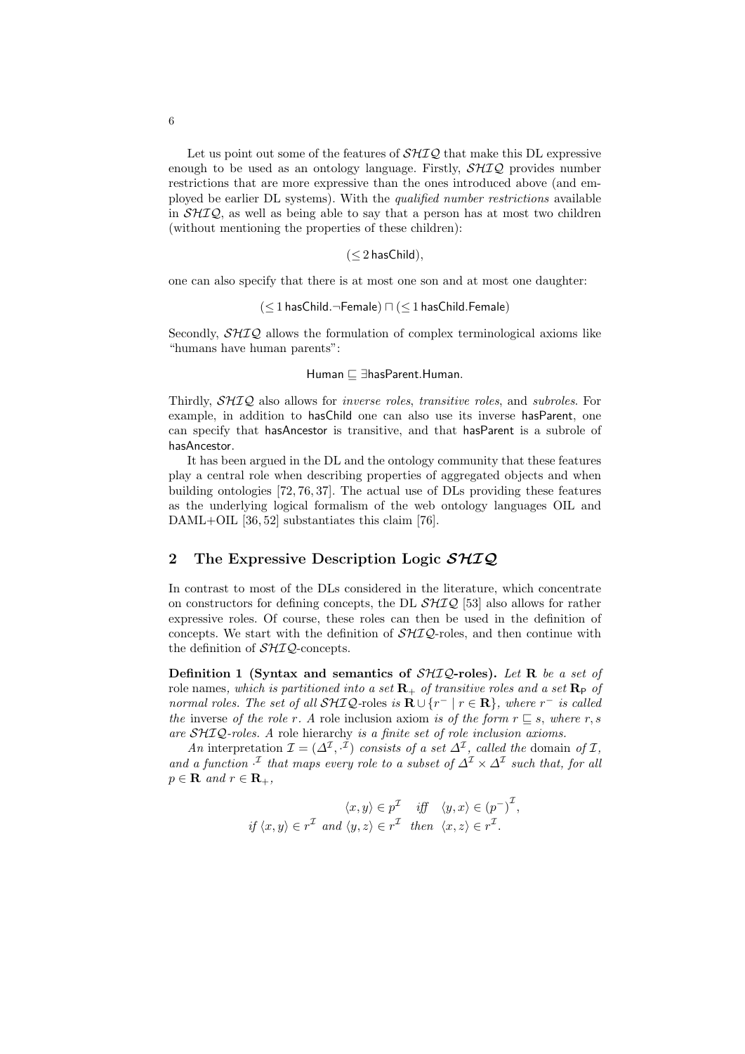Let us point out some of the features of $\mathcal{SHIQ}$ that make this DL expressive enough to be used as an ontology language. Firstly, $\mathcal{SHIQ}$ provides number restrictions that are more expressive than the ones introduced above (and employed be earlier DL systems). With the *qualified number restrictions* available in $\mathcal{SHIQ}$, as well as being able to say that a person has at most two children (without mentioning the properties of these children):

$$(\leq 2\,\mathsf{hasChild}),$$

one can also specify that there is at most one son and at most one daughter:

$$(\leq 1\,\mathsf{hasChild}.\neg\mathsf{Female}) \sqcap (\leq 1\,\mathsf{hasChild}.\mathsf{Female})$$

Secondly, $\mathcal{SHIQ}$ allows the formulation of complex terminological axioms like "humans have human parents":

$$\mathsf{Human} \sqsubseteq \exists\mathsf{hasParent}.\mathsf{Human}.$$

Thirdly, $\mathcal{SHIQ}$ also allows for *inverse roles*, *transitive roles*, and *subroles*. For example, in addition to hasChild one can also use its inverse hasParent, one can specify that hasAncestor is transitive, and that hasParent is a subrole of hasAncestor.

It has been argued in the DL and the ontology community that these features play a central role when describing properties of aggregated objects and when building ontologies [72, 76, 37]. The actual use of DLs providing these features as the underlying logical formalism of the web ontology languages OIL and DAML+OIL [36, 52] substantiates this claim [76].

## 2 The Expressive Description Logic $\mathcal{SHIQ}$

In contrast to most of the DLs considered in the literature, which concentrate on constructors for defining concepts, the DL $\mathcal{SHIQ}$ [53] also allows for rather expressive roles. Of course, these roles can then be used in the definition of concepts. We start with the definition of $\mathcal{SHIQ}$-roles, and then continue with the definition of $\mathcal{SHIQ}$-concepts.

**Definition 1 (Syntax and semantics of $\mathcal{SHIQ}$-roles).** *Let* $\mathbf{R}$ *be a set of* role names*, which is partitioned into a set* $\mathbf{R}_+$ *of transitive roles and a set* $\mathbf{R}_\mathsf{P}$ *of normal roles. The set of all* $\mathcal{SHIQ}$-roles *is* $\mathbf{R} \cup \{r^- \mid r \in \mathbf{R}\}$*, where* $r^-$ *is called the* inverse *of the role* $r$*. A* role inclusion axiom *is of the form* $r \sqsubseteq s$*, where* $r, s$ *are* $\mathcal{SHIQ}$*-roles. A* role hierarchy *is a finite set of role inclusion axioms.*

*An* interpretation $\mathcal{I} = (\Delta^\mathcal{I}, \cdot^\mathcal{I})$ *consists of a set* $\Delta^\mathcal{I}$*, called the* domain *of* $\mathcal{I}$*, and a function* $\cdot^\mathcal{I}$ *that maps every role to a subset of* $\Delta^\mathcal{I} \times \Delta^\mathcal{I}$ *such that, for all* $p \in \mathbf{R}$ *and* $r \in \mathbf{R}_+$*,*

$$\langle x, y\rangle \in p^\mathcal{I} \quad \text{iff} \quad \langle y, x\rangle \in {(p^-)}^\mathcal{I},$$
$$\text{if } \langle x, y\rangle \in r^\mathcal{I} \text{ and } \langle y, z\rangle \in r^\mathcal{I} \text{ then } \langle x, z\rangle \in r^\mathcal{I}.$$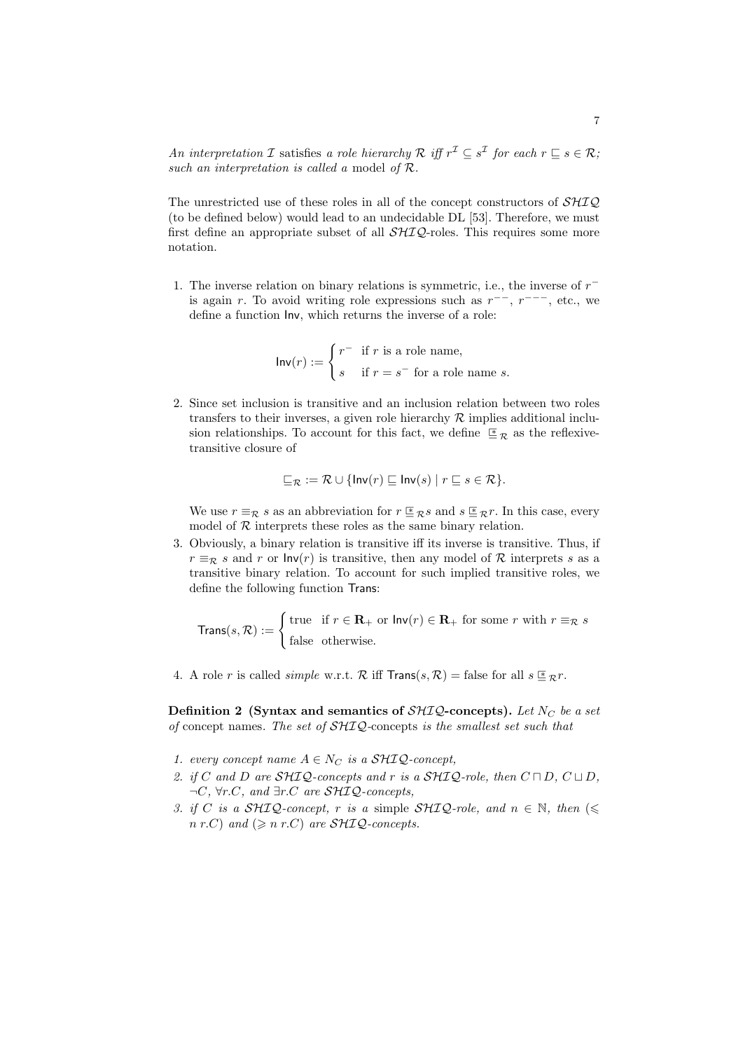*An interpretation $\mathcal{I}$* satisfies *a role hierarchy $\mathcal{R}$ iff $r^{\mathcal{I}} \subseteq s^{\mathcal{I}}$ for each $r \sqsubseteq s \in \mathcal{R}$; such an interpretation is called a* model *of $\mathcal{R}$.*

The unrestricted use of these roles in all of the concept constructors of $\mathcal{SHIQ}$ (to be defined below) would lead to an undecidable DL [53]. Therefore, we must first define an appropriate subset of all $\mathcal{SHIQ}$-roles. This requires some more notation.

1. The inverse relation on binary relations is symmetric, i.e., the inverse of $r^-$ is again $r$. To avoid writing role expressions such as $r^{--}$, $r^{---}$, etc., we define a function $\mathsf{Inv}$, which returns the inverse of a role:

$$\mathsf{Inv}(r) := \begin{cases} r^- & \text{if } r \text{ is a role name,} \\ s & \text{if } r = s^- \text{ for a role name } s. \end{cases}$$

2. Since set inclusion is transitive and an inclusion relation between two roles transfers to their inverses, a given role hierarchy $\mathcal{R}$ implies additional inclusion relationships. To account for this fact, we define $\overset{*}{\sqsubseteq}_{\mathcal{R}}$ as the reflexive-transitive closure of

$$\sqsubseteq_{\mathcal{R}} := \mathcal{R} \cup \{\mathsf{Inv}(r) \sqsubseteq \mathsf{Inv}(s) \mid r \sqsubseteq s \in \mathcal{R}\}.$$

   We use $r \equiv_{\mathcal{R}} s$ as an abbreviation for $r \overset{*}{\sqsubseteq}_{\mathcal{R}} s$ and $s \overset{*}{\sqsubseteq}_{\mathcal{R}} r$. In this case, every model of $\mathcal{R}$ interprets these roles as the same binary relation.

3. Obviously, a binary relation is transitive iff its inverse is transitive. Thus, if $r \equiv_{\mathcal{R}} s$ and $r$ or $\mathsf{Inv}(r)$ is transitive, then any model of $\mathcal{R}$ interprets $s$ as a transitive binary relation. To account for such implied transitive roles, we define the following function $\mathsf{Trans}$:

$$\mathsf{Trans}(s, \mathcal{R}) := \begin{cases} \text{true} & \text{if } r \in \mathbf{R}_+ \text{ or } \mathsf{Inv}(r) \in \mathbf{R}_+ \text{ for some } r \text{ with } r \equiv_{\mathcal{R}} s \\ \text{false} & \text{otherwise.} \end{cases}$$

4. A role $r$ is called *simple* w.r.t. $\mathcal{R}$ iff $\mathsf{Trans}(s, \mathcal{R}) = \text{false}$ for all $s \overset{*}{\sqsubseteq}_{\mathcal{R}} r$.

**Definition 2 (Syntax and semantics of $\mathcal{SHIQ}$-concepts).** *Let $N_C$ be a set of* concept names. *The set of $\mathcal{SHIQ}$*-concepts *is the smallest set such that*

1. *every concept name $A \in N_C$ is a $\mathcal{SHIQ}$-concept,*
2. *if $C$ and $D$ are $\mathcal{SHIQ}$-concepts and $r$ is a $\mathcal{SHIQ}$-role, then $C \sqcap D$, $C \sqcup D$, $\neg C$, $\forall r.C$, and $\exists r.C$ are $\mathcal{SHIQ}$-concepts,*
3. *if $C$ is a $\mathcal{SHIQ}$-concept, $r$ is a* simple *$\mathcal{SHIQ}$-role, and $n \in \mathbb{N}$, then $(\leqslant n\ r.C)$ and $(\geqslant n\ r.C)$ are $\mathcal{SHIQ}$-concepts.*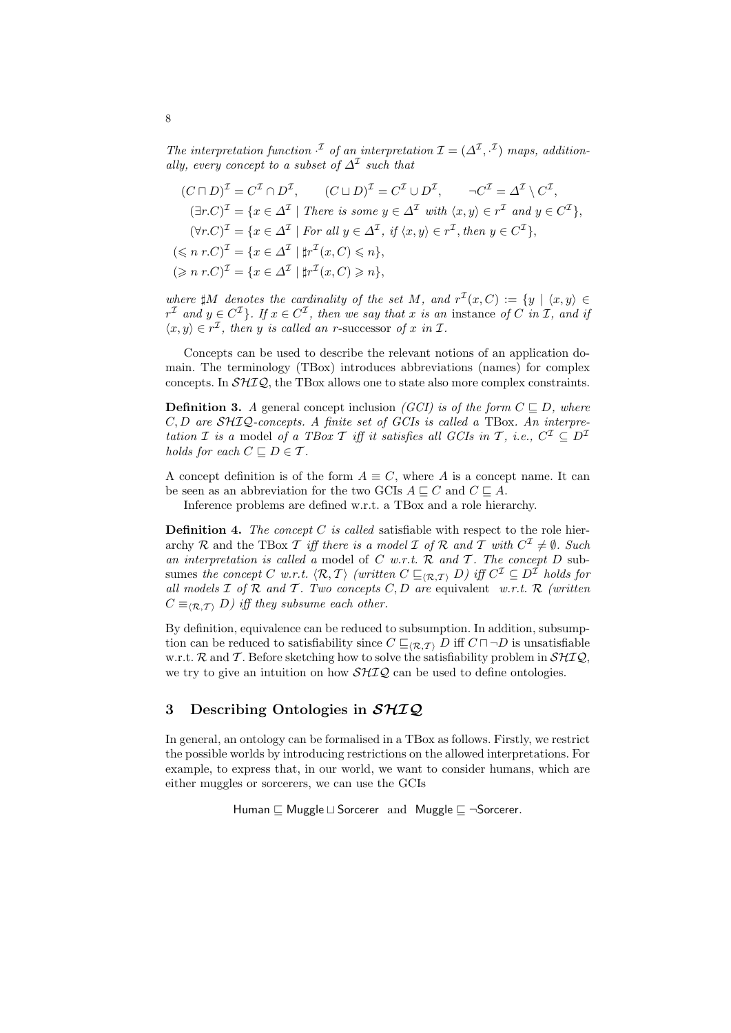*The interpretation function $\cdot^{\mathcal{I}}$ of an interpretation $\mathcal{I} = (\Delta^{\mathcal{I}}, \cdot^{\mathcal{I}})$ maps, additionally, every concept to a subset of $\Delta^{\mathcal{I}}$ such that*

$$
\begin{aligned}
&(C \sqcap D)^{\mathcal{I}} = C^{\mathcal{I}} \cap D^{\mathcal{I}}, \qquad (C \sqcup D)^{\mathcal{I}} = C^{\mathcal{I}} \cup D^{\mathcal{I}}, \qquad \neg C^{\mathcal{I}} = \Delta^{\mathcal{I}} \setminus C^{\mathcal{I}},\\
&(\exists r.C)^{\mathcal{I}} = \{x \in \Delta^{\mathcal{I}} \mid \textit{There is some } y \in \Delta^{\mathcal{I}} \textit{ with } \langle x, y \rangle \in r^{\mathcal{I}} \textit{ and } y \in C^{\mathcal{I}}\},\\
&(\forall r.C)^{\mathcal{I}} = \{x \in \Delta^{\mathcal{I}} \mid \textit{For all } y \in \Delta^{\mathcal{I}}, \textit{ if } \langle x, y \rangle \in r^{\mathcal{I}}, \textit{then } y \in C^{\mathcal{I}}\},\\
&(\leqslant n\ r.C)^{\mathcal{I}} = \{x \in \Delta^{\mathcal{I}} \mid \sharp r^{\mathcal{I}}(x, C) \leqslant n\},\\
&(\geqslant n\ r.C)^{\mathcal{I}} = \{x \in \Delta^{\mathcal{I}} \mid \sharp r^{\mathcal{I}}(x, C) \geqslant n\},
\end{aligned}
$$

*where $\sharp M$ denotes the cardinality of the set $M$, and $r^{\mathcal{I}}(x, C) := \{y \mid \langle x, y \rangle \in r^{\mathcal{I}}$ and $y \in C^{\mathcal{I}}\}$. If $x \in C^{\mathcal{I}}$, then we say that $x$ is an* instance *of $C$ in $\mathcal{I}$, and if $\langle x, y \rangle \in r^{\mathcal{I}}$, then $y$ is called an $r$-*successor *of $x$ in $\mathcal{I}$.*

Concepts can be used to describe the relevant notions of an application domain. The terminology (TBox) introduces abbreviations (names) for complex concepts. In $\mathcal{SHIQ}$, the TBox allows one to state also more complex constraints.

**Definition 3.** *A* general concept inclusion *(GCI) is of the form $C \sqsubseteq D$, where $C, D$ are $\mathcal{SHIQ}$-concepts. A finite set of GCIs is called a* TBox. *An interpretation $\mathcal{I}$ is a* model *of a TBox $\mathcal{T}$ iff it satisfies all GCIs in $\mathcal{T}$, i.e., $C^{\mathcal{I}} \subseteq D^{\mathcal{I}}$ holds for each $C \sqsubseteq D \in \mathcal{T}$.*

A concept definition is of the form $A \equiv C$, where $A$ is a concept name. It can be seen as an abbreviation for the two GCIs $A \sqsubseteq C$ and $C \sqsubseteq A$.

Inference problems are defined w.r.t. a TBox and a role hierarchy.

**Definition 4.** *The concept $C$ is called* satisfiable with respect to the role hierarchy $\mathcal{R}$ and the TBox $\mathcal{T}$ *iff there is a model $\mathcal{I}$ of $\mathcal{R}$ and $\mathcal{T}$ with $C^{\mathcal{I}} \neq \emptyset$. Such an interpretation is called a* model *of $C$ w.r.t. $\mathcal{R}$ and $\mathcal{T}$. The concept $D$* subsumes *the concept $C$ w.r.t. $\langle \mathcal{R}, \mathcal{T} \rangle$ (written $C \sqsubseteq_{\langle \mathcal{R}, \mathcal{T} \rangle} D$) iff $C^{\mathcal{I}} \subseteq D^{\mathcal{I}}$ holds for all models $\mathcal{I}$ of $\mathcal{R}$ and $\mathcal{T}$. Two concepts $C, D$ are* equivalent *w.r.t. $\mathcal{R}$ (written $C \equiv_{\langle \mathcal{R}, \mathcal{T} \rangle} D$) iff they subsume each other.*

By definition, equivalence can be reduced to subsumption. In addition, subsumption can be reduced to satisfiability since $C \sqsubseteq_{\langle \mathcal{R}, \mathcal{T} \rangle} D$ iff $C \sqcap \neg D$ is unsatisfiable w.r.t. $\mathcal{R}$ and $\mathcal{T}$. Before sketching how to solve the satisfiability problem in $\mathcal{SHIQ}$, we try to give an intuition on how $\mathcal{SHIQ}$ can be used to define ontologies.

## 3 Describing Ontologies in $\mathcal{SHIQ}$

In general, an ontology can be formalised in a TBox as follows. Firstly, we restrict the possible worlds by introducing restrictions on the allowed interpretations. For example, to express that, in our world, we want to consider humans, which are either muggles or sorcerers, we can use the GCIs

$$\mathsf{Human} \sqsubseteq \mathsf{Muggle} \sqcup \mathsf{Sorcerer} \quad \text{and} \quad \mathsf{Muggle} \sqsubseteq \neg\mathsf{Sorcerer}.$$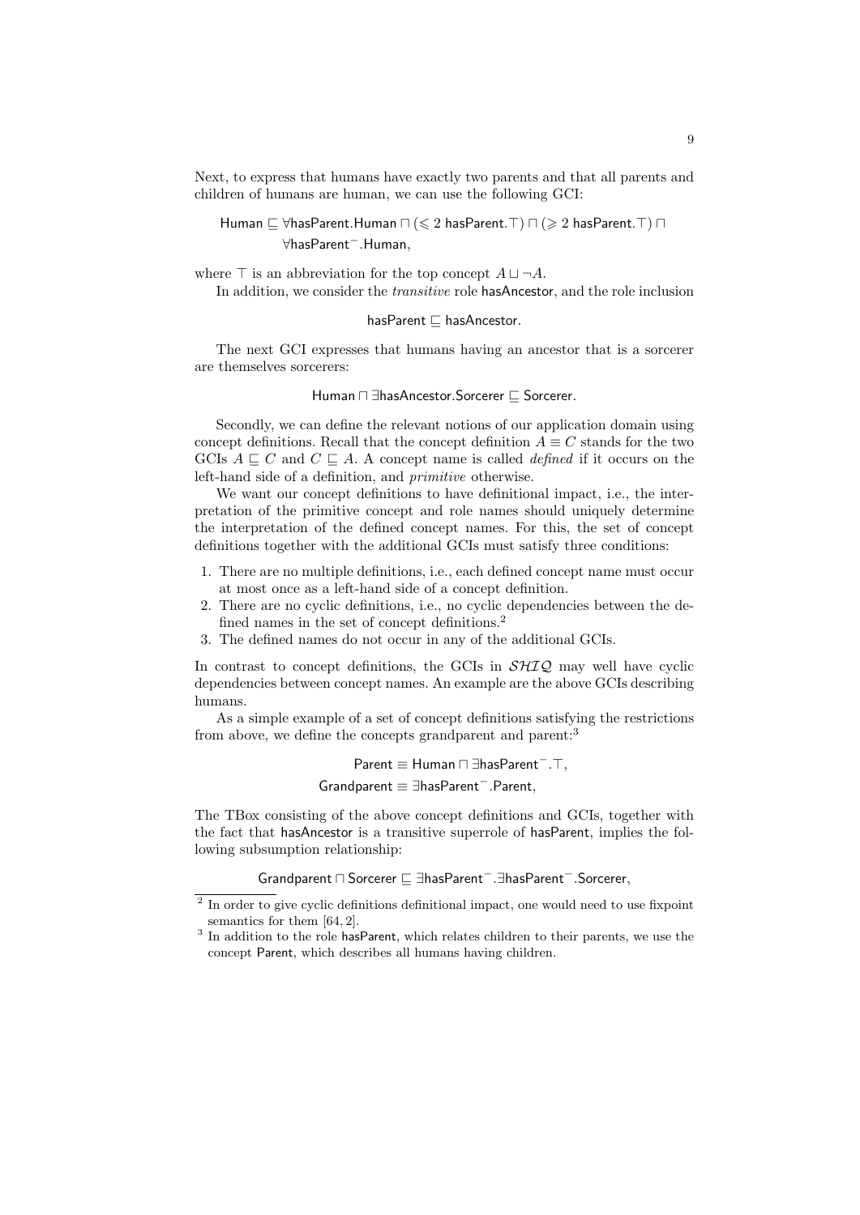Next, to express that humans have exactly two parents and that all parents and children of humans are human, we can use the following GCI:

$$\mathsf{Human} \sqsubseteq \forall \mathsf{hasParent}.\mathsf{Human} \sqcap (\leqslant 2\ \mathsf{hasParent}.\top) \sqcap (\geqslant 2\ \mathsf{hasParent}.\top) \sqcap \forall \mathsf{hasParent}^{-}.\mathsf{Human},$$

where $\top$ is an abbreviation for the top concept $A \sqcup \neg A$.

In addition, we consider the *transitive* role hasAncestor, and the role inclusion

$$\mathsf{hasParent} \sqsubseteq \mathsf{hasAncestor}.$$

The next GCI expresses that humans having an ancestor that is a sorcerer are themselves sorcerers:

$$\mathsf{Human} \sqcap \exists \mathsf{hasAncestor}.\mathsf{Sorcerer} \sqsubseteq \mathsf{Sorcerer}.$$

Secondly, we can define the relevant notions of our application domain using concept definitions. Recall that the concept definition $A \equiv C$ stands for the two GCIs $A \sqsubseteq C$ and $C \sqsubseteq A$. A concept name is called *defined* if it occurs on the left-hand side of a definition, and *primitive* otherwise.

We want our concept definitions to have definitional impact, i.e., the interpretation of the primitive concept and role names should uniquely determine the interpretation of the defined concept names. For this, the set of concept definitions together with the additional GCIs must satisfy three conditions:

1. There are no multiple definitions, i.e., each defined concept name must occur at most once as a left-hand side of a concept definition.
2. There are no cyclic definitions, i.e., no cyclic dependencies between the defined names in the set of concept definitions.[2]
3. The defined names do not occur in any of the additional GCIs.

In contrast to concept definitions, the GCIs in $\mathcal{SHIQ}$ may well have cyclic dependencies between concept names. An example are the above GCIs describing humans.

As a simple example of a set of concept definitions satisfying the restrictions from above, we define the concepts grandparent and parent:[3]

$$\mathsf{Parent} \equiv \mathsf{Human} \sqcap \exists \mathsf{hasParent}^{-}.\top,$$
$$\mathsf{Grandparent} \equiv \exists \mathsf{hasParent}^{-}.\mathsf{Parent},$$

The TBox consisting of the above concept definitions and GCIs, together with the fact that hasAncestor is a transitive superrole of hasParent, implies the following subsumption relationship:

$$\mathsf{Grandparent} \sqcap \mathsf{Sorcerer} \sqsubseteq \exists \mathsf{hasParent}^{-}.\exists \mathsf{hasParent}^{-}.\mathsf{Sorcerer},$$

---

[2] In order to give cyclic definitions definitional impact, one would need to use fixpoint semantics for them [64, 2].

[3] In addition to the role hasParent, which relates children to their parents, we use the concept Parent, which describes all humans having children.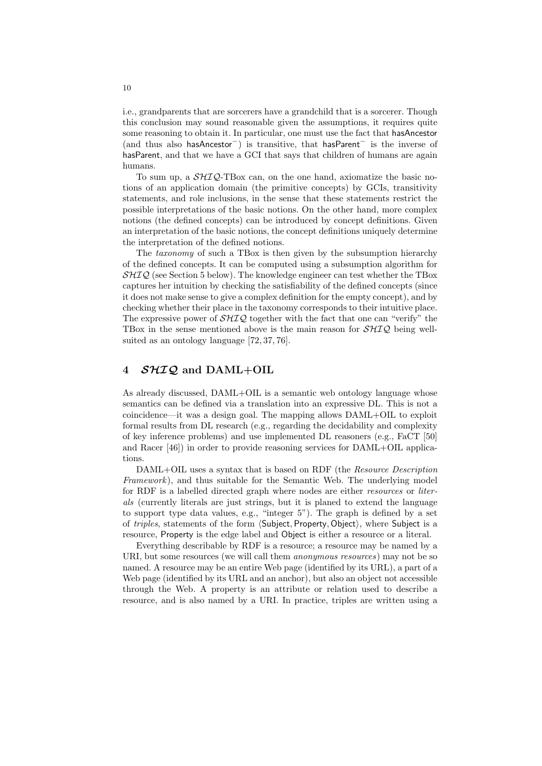i.e., grandparents that are sorcerers have a grandchild that is a sorcerer. Though this conclusion may sound reasonable given the assumptions, it requires quite some reasoning to obtain it. In particular, one must use the fact that hasAncestor (and thus also $\text{hasAncestor}^-$) is transitive, that $\text{hasParent}^-$ is the inverse of hasParent, and that we have a GCI that says that children of humans are again humans.

To sum up, a $\mathcal{SHIQ}$-TBox can, on the one hand, axiomatize the basic notions of an application domain (the primitive concepts) by GCIs, transitivity statements, and role inclusions, in the sense that these statements restrict the possible interpretations of the basic notions. On the other hand, more complex notions (the defined concepts) can be introduced by concept definitions. Given an interpretation of the basic notions, the concept definitions uniquely determine the interpretation of the defined notions.

The *taxonomy* of such a TBox is then given by the subsumption hierarchy of the defined concepts. It can be computed using a subsumption algorithm for $\mathcal{SHIQ}$ (see Section 5 below). The knowledge engineer can test whether the TBox captures her intuition by checking the satisfiability of the defined concepts (since it does not make sense to give a complex definition for the empty concept), and by checking whether their place in the taxonomy corresponds to their intuitive place. The expressive power of $\mathcal{SHIQ}$ together with the fact that one can "verify" the TBox in the sense mentioned above is the main reason for $\mathcal{SHIQ}$ being well-suited as an ontology language [72, 37, 76].

## 4 $\mathcal{SHIQ}$ and DAML+OIL

As already discussed, DAML+OIL is a semantic web ontology language whose semantics can be defined via a translation into an expressive DL. This is not a coincidence—it was a design goal. The mapping allows DAML+OIL to exploit formal results from DL research (e.g., regarding the decidability and complexity of key inference problems) and use implemented DL reasoners (e.g., FaCT [50] and Racer [46]) in order to provide reasoning services for DAML+OIL applications.

DAML+OIL uses a syntax that is based on RDF (the *Resource Description Framework*), and thus suitable for the Semantic Web. The underlying model for RDF is a labelled directed graph where nodes are either *resources* or *literals* (currently literals are just strings, but it is planed to extend the language to support type data values, e.g., "integer 5"). The graph is defined by a set of *triples*, statements of the form $\langle \text{Subject}, \text{Property}, \text{Object} \rangle$, where Subject is a resource, Property is the edge label and Object is either a resource or a literal.

Everything describable by RDF is a resource; a resource may be named by a URI, but some resources (we will call them *anonymous resources*) may not be so named. A resource may be an entire Web page (identified by its URL), a part of a Web page (identified by its URL and an anchor), but also an object not accessible through the Web. A property is an attribute or relation used to describe a resource, and is also named by a URI. In practice, triples are written using a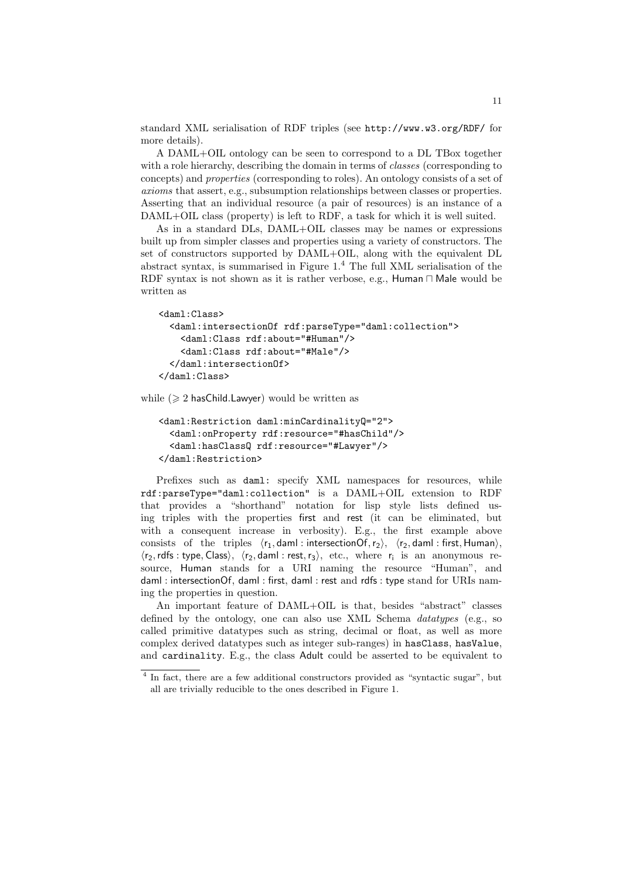standard XML serialisation of RDF triples (see http://www.w3.org/RDF/ for more details).

A DAML+OIL ontology can be seen to correspond to a DL TBox together with a role hierarchy, describing the domain in terms of *classes* (corresponding to concepts) and *properties* (corresponding to roles). An ontology consists of a set of *axioms* that assert, e.g., subsumption relationships between classes or properties. Asserting that an individual resource (a pair of resources) is an instance of a DAML+OIL class (property) is left to RDF, a task for which it is well suited.

As in a standard DLs, DAML+OIL classes may be names or expressions built up from simpler classes and properties using a variety of constructors. The set of constructors supported by DAML+OIL, along with the equivalent DL abstract syntax, is summarised in Figure 1.[4] The full XML serialisation of the RDF syntax is not shown as it is rather verbose, e.g., $\mathsf{Human} \sqcap \mathsf{Male}$ would be written as

```
<daml:Class>
  <daml:intersectionOf rdf:parseType="daml:collection">
    <daml:Class rdf:about="#Human"/>
    <daml:Class rdf:about="#Male"/>
  </daml:intersectionOf>
</daml:Class>
```

while ($\geqslant 2$ $\mathsf{hasChild}.\mathsf{Lawyer}$) would be written as

```
<daml:Restriction daml:minCardinalityQ="2">
  <daml:onProperty rdf:resource="#hasChild"/>
  <daml:hasClassQ rdf:resource="#Lawyer"/>
</daml:Restriction>
```

Prefixes such as `daml:` specify XML namespaces for resources, while `rdf:parseType="daml:collection"` is a DAML+OIL extension to RDF that provides a "shorthand" notation for lisp style lists defined using triples with the properties first and rest (it can be eliminated, but with a consequent increase in verbosity). E.g., the first example above consists of the triples $\langle \mathsf{r}_1, \mathsf{daml:intersectionOf}, \mathsf{r}_2 \rangle$, $\langle \mathsf{r}_2, \mathsf{daml:first}, \mathsf{Human} \rangle$, $\langle \mathsf{r}_2, \mathsf{rdfs:type}, \mathsf{Class} \rangle$, $\langle \mathsf{r}_2, \mathsf{daml:rest}, \mathsf{r}_3 \rangle$, etc., where $\mathsf{r}_i$ is an anonymous resource, Human stands for a URI naming the resource "Human", and daml : intersectionOf, daml : first, daml : rest and rdfs : type stand for URIs naming the properties in question.

An important feature of DAML+OIL is that, besides "abstract" classes defined by the ontology, one can also use XML Schema *datatypes* (e.g., so called primitive datatypes such as string, decimal or float, as well as more complex derived datatypes such as integer sub-ranges) in `hasClass`, `hasValue`, and `cardinality`. E.g., the class Adult could be asserted to be equivalent to

---

[4] In fact, there are a few additional constructors provided as "syntactic sugar", but all are trivially reducible to the ones described in Figure 1.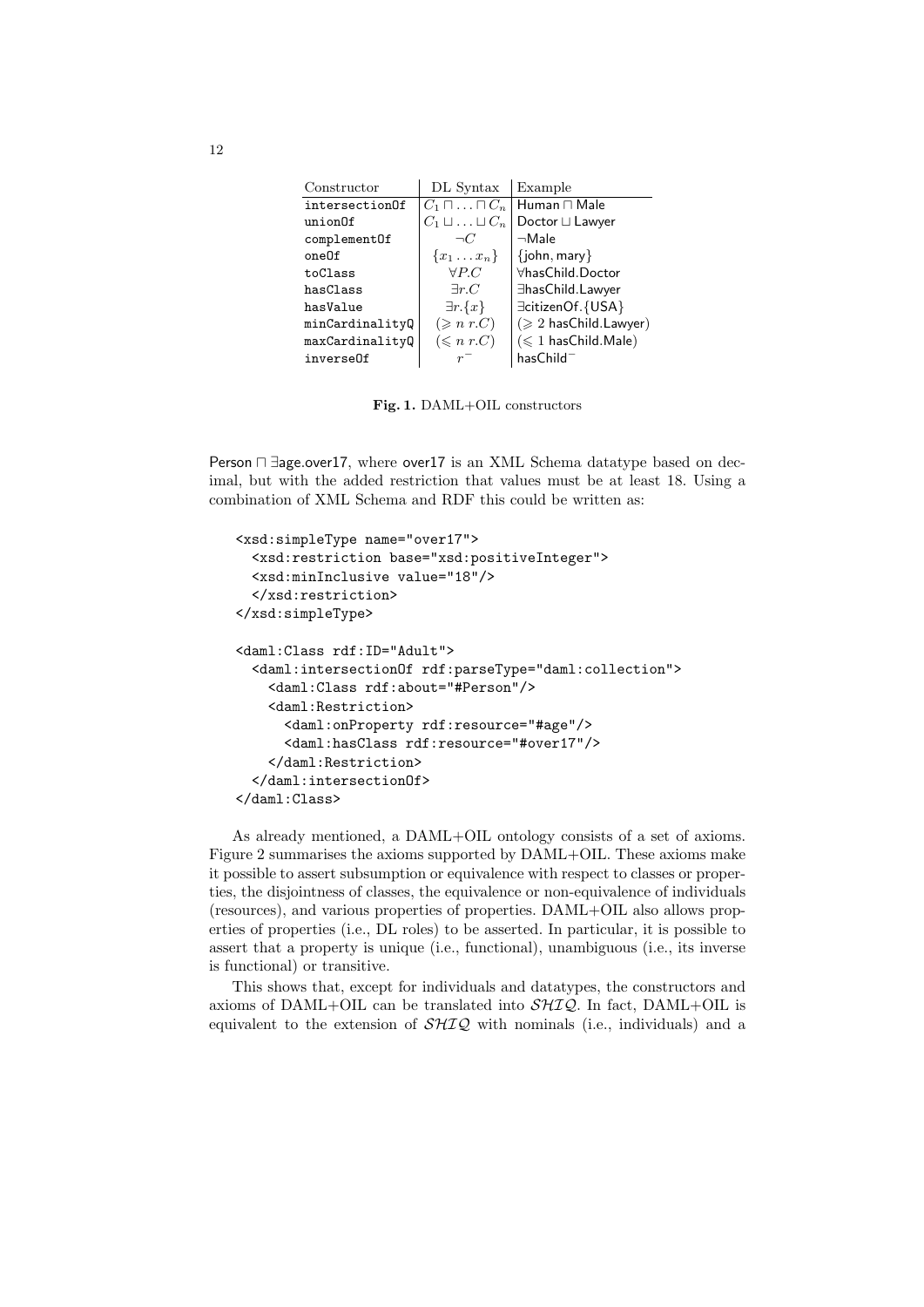| Constructor | DL Syntax | Example |
| --- | --- | --- |
| `intersectionOf` | $C_1 \sqcap \ldots \sqcap C_n$ | Human $\sqcap$ Male |
| `unionOf` | $C_1 \sqcup \ldots \sqcup C_n$ | Doctor $\sqcup$ Lawyer |
| `complementOf` | $\neg C$ | $\neg$Male |
| `oneOf` | $\{x_1 \ldots x_n\}$ | {john, mary} |
| `toClass` | $\forall P.C$ | $\forall$hasChild.Doctor |
| `hasClass` | $\exists r.C$ | $\exists$hasChild.Lawyer |
| `hasValue` | $\exists r.\{x\}$ | $\exists$citizenOf.{USA} |
| `minCardinalityQ` | $(\geqslant n\ r.C)$ | $(\geqslant 2$ hasChild.Lawyer$)$ |
| `maxCardinalityQ` | $(\leqslant n\ r.C)$ | $(\leqslant 1$ hasChild.Male$)$ |
| `inverseOf` | $r^-$ | hasChild$^-$ |

**Fig. 1.** DAML+OIL constructors

Person $\sqcap$ $\exists$age.over17, where over17 is an XML Schema datatype based on decimal, but with the added restriction that values must be at least 18. Using a combination of XML Schema and RDF this could be written as:

```
<xsd:simpleType name="over17">
  <xsd:restriction base="xsd:positiveInteger">
  <xsd:minInclusive value="18"/>
  </xsd:restriction>
</xsd:simpleType>

<daml:Class rdf:ID="Adult">
  <daml:intersectionOf rdf:parseType="daml:collection">
    <daml:Class rdf:about="#Person"/>
    <daml:Restriction>
      <daml:onProperty rdf:resource="#age"/>
      <daml:hasClass rdf:resource="#over17"/>
    </daml:Restriction>
  </daml:intersectionOf>
</daml:Class>
```

As already mentioned, a DAML+OIL ontology consists of a set of axioms. Figure 2 summarises the axioms supported by DAML+OIL. These axioms make it possible to assert subsumption or equivalence with respect to classes or properties, the disjointness of classes, the equivalence or non-equivalence of individuals (resources), and various properties of properties. DAML+OIL also allows properties of properties (i.e., DL roles) to be asserted. In particular, it is possible to assert that a property is unique (i.e., functional), unambiguous (i.e., its inverse is functional) or transitive.

This shows that, except for individuals and datatypes, the constructors and axioms of DAML+OIL can be translated into $\mathcal{SHIQ}$. In fact, DAML+OIL is equivalent to the extension of $\mathcal{SHIQ}$ with nominals (i.e., individuals) and a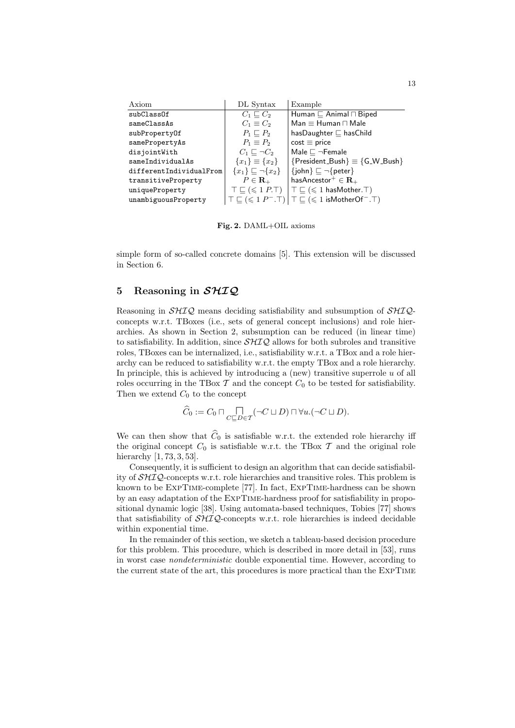| Axiom | DL Syntax | Example |
| --- | --- | --- |
| subClassOf | $C_1 \sqsubseteq C_2$ | Human $\sqsubseteq$ Animal $\sqcap$ Biped |
| sameClassAs | $C_1 \equiv C_2$ | Man $\equiv$ Human $\sqcap$ Male |
| subPropertyOf | $P_1 \sqsubseteq P_2$ | hasDaughter $\sqsubseteq$ hasChild |
| samePropertyAs | $P_1 \equiv P_2$ | cost $\equiv$ price |
| disjointWith | $C_1 \sqsubseteq \neg C_2$ | Male $\sqsubseteq$ $\neg$Female |
| sameIndividualAs | $\{x_1\} \equiv \{x_2\}$ | {President_Bush} $\equiv$ {G_W_Bush} |
| differentIndividualFrom | $\{x_1\} \sqsubseteq \neg\{x_2\}$ | {john} $\sqsubseteq$ $\neg${peter} |
| transitiveProperty | $P \in \mathbf{R}_+$ | hasAncestor$^+$ $\in \mathbf{R}_+$ |
| uniqueProperty | $\top \sqsubseteq (\leqslant 1\ P.\top)$ | $\top \sqsubseteq (\leqslant 1$ hasMother.$\top)$ |
| unambiguousProperty | $\top \sqsubseteq (\leqslant 1\ P^-.\top)$ | $\top \sqsubseteq (\leqslant 1$ isMotherOf$^-.\top)$ |

**Fig. 2.** DAML+OIL axioms

simple form of so-called concrete domains [5]. This extension will be discussed in Section 6.

## 5 Reasoning in $\mathcal{SHIQ}$

Reasoning in $\mathcal{SHIQ}$ means deciding satisfiability and subsumption of $\mathcal{SHIQ}$-concepts w.r.t. TBoxes (i.e., sets of general concept inclusions) and role hierarchies. As shown in Section 2, subsumption can be reduced (in linear time) to satisfiability. In addition, since $\mathcal{SHIQ}$ allows for both subroles and transitive roles, TBoxes can be internalized, i.e., satisfiability w.r.t. a TBox and a role hierarchy can be reduced to satisfiability w.r.t. the empty TBox and a role hierarchy. In principle, this is achieved by introducing a (new) transitive superrole $u$ of all roles occurring in the TBox $\mathcal{T}$ and the concept $C_0$ to be tested for satisfiability. Then we extend $C_0$ to the concept

$$\widehat{C}_0 := C_0 \sqcap \bigsqcap_{C \sqsubseteq D \in \mathcal{T}} (\neg C \sqcup D) \sqcap \forall u.(\neg C \sqcup D).$$

We can then show that $\widehat{C}_0$ is satisfiable w.r.t. the extended role hierarchy iff the original concept $C_0$ is satisfiable w.r.t. the TBox $\mathcal{T}$ and the original role hierarchy [1, 73, 3, 53].

Consequently, it is sufficient to design an algorithm that can decide satisfiability of $\mathcal{SHIQ}$-concepts w.r.t. role hierarchies and transitive roles. This problem is known to be ExpTime-complete [77]. In fact, ExpTime-hardness can be shown by an easy adaptation of the ExpTime-hardness proof for satisfiability in propositional dynamic logic [38]. Using automata-based techniques, Tobies [77] shows that satisfiability of $\mathcal{SHIQ}$-concepts w.r.t. role hierarchies is indeed decidable within exponential time.

In the remainder of this section, we sketch a tableau-based decision procedure for this problem. This procedure, which is described in more detail in [53], runs in worst case *nondeterministic* double exponential time. However, according to the current state of the art, this procedures is more practical than the ExpTime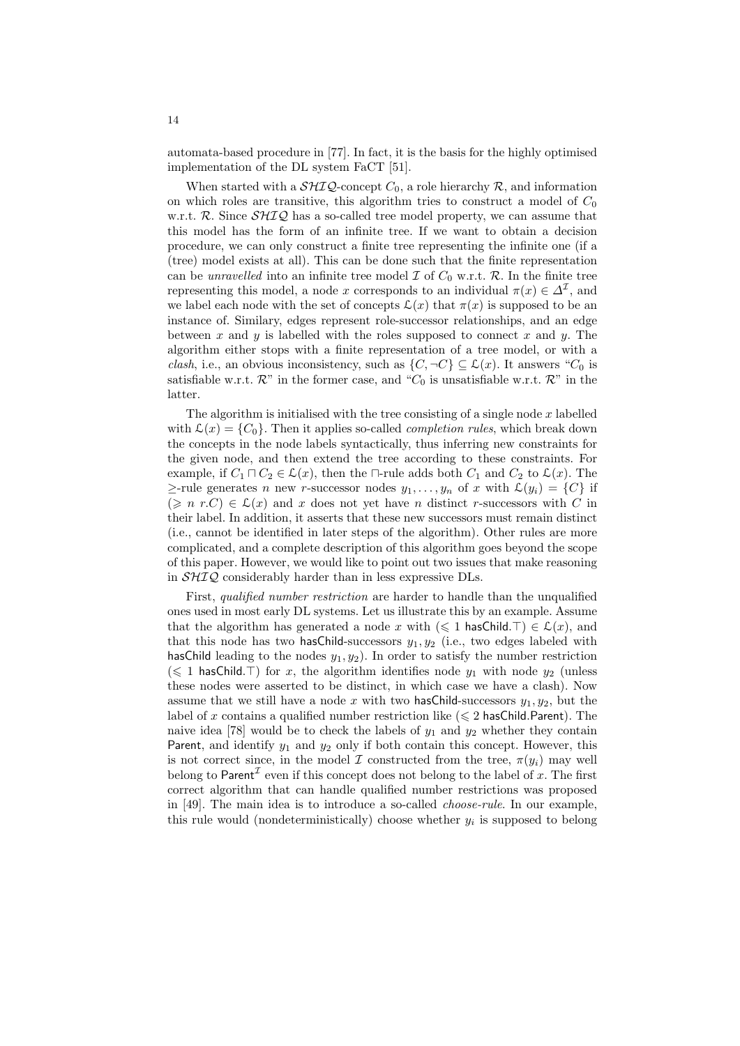automata-based procedure in [77]. In fact, it is the basis for the highly optimised implementation of the DL system FaCT [51].

When started with a $\mathcal{SHIQ}$-concept $C_0$, a role hierarchy $\mathcal{R}$, and information on which roles are transitive, this algorithm tries to construct a model of $C_0$ w.r.t. $\mathcal{R}$. Since $\mathcal{SHIQ}$ has a so-called tree model property, we can assume that this model has the form of an infinite tree. If we want to obtain a decision procedure, we can only construct a finite tree representing the infinite one (if a (tree) model exists at all). This can be done such that the finite representation can be *unravelled* into an infinite tree model $\mathcal{I}$ of $C_0$ w.r.t. $\mathcal{R}$. In the finite tree representing this model, a node $x$ corresponds to an individual $\pi(x) \in \Delta^{\mathcal{I}}$, and we label each node with the set of concepts $\mathcal{L}(x)$ that $\pi(x)$ is supposed to be an instance of. Similary, edges represent role-successor relationships, and an edge between $x$ and $y$ is labelled with the roles supposed to connect $x$ and $y$. The algorithm either stops with a finite representation of a tree model, or with a *clash*, i.e., an obvious inconsistency, such as $\{C, \neg C\} \subseteq \mathcal{L}(x)$. It answers "$C_0$ is satisfiable w.r.t. $\mathcal{R}$" in the former case, and "$C_0$ is unsatisfiable w.r.t. $\mathcal{R}$" in the latter.

The algorithm is initialised with the tree consisting of a single node $x$ labelled with $\mathcal{L}(x) = \{C_0\}$. Then it applies so-called *completion rules*, which break down the concepts in the node labels syntactically, thus inferring new constraints for the given node, and then extend the tree according to these constraints. For example, if $C_1 \sqcap C_2 \in \mathcal{L}(x)$, then the $\sqcap$-rule adds both $C_1$ and $C_2$ to $\mathcal{L}(x)$. The $\geq$-rule generates $n$ new $r$-successor nodes $y_1, \ldots, y_n$ of $x$ with $\mathcal{L}(y_i) = \{C\}$ if $(\geqslant n\ r.C) \in \mathcal{L}(x)$ and $x$ does not yet have $n$ distinct $r$-successors with $C$ in their label. In addition, it asserts that these new successors must remain distinct (i.e., cannot be identified in later steps of the algorithm). Other rules are more complicated, and a complete description of this algorithm goes beyond the scope of this paper. However, we would like to point out two issues that make reasoning in $\mathcal{SHIQ}$ considerably harder than in less expressive DLs.

First, *qualified number restriction* are harder to handle than the unqualified ones used in most early DL systems. Let us illustrate this by an example. Assume that the algorithm has generated a node $x$ with $(\leqslant 1\ \mathsf{hasChild}.\top) \in \mathcal{L}(x)$, and that this node has two $\mathsf{hasChild}$-successors $y_1, y_2$ (i.e., two edges labeled with $\mathsf{hasChild}$ leading to the nodes $y_1, y_2$). In order to satisfy the number restriction $(\leqslant 1\ \mathsf{hasChild}.\top)$ for $x$, the algorithm identifies node $y_1$ with node $y_2$ (unless these nodes were asserted to be distinct, in which case we have a clash). Now assume that we still have a node $x$ with two $\mathsf{hasChild}$-successors $y_1, y_2$, but the label of $x$ contains a qualified number restriction like $(\leqslant 2\ \mathsf{hasChild}.\mathsf{Parent})$. The naive idea [78] would be to check the labels of $y_1$ and $y_2$ whether they contain $\mathsf{Parent}$, and identify $y_1$ and $y_2$ only if both contain this concept. However, this is not correct since, in the model $\mathcal{I}$ constructed from the tree, $\pi(y_i)$ may well belong to $\mathsf{Parent}^{\mathcal{I}}$ even if this concept does not belong to the label of $x$. The first correct algorithm that can handle qualified number restrictions was proposed in [49]. The main idea is to introduce a so-called *choose-rule*. In our example, this rule would (nondeterministically) choose whether $y_i$ is supposed to belong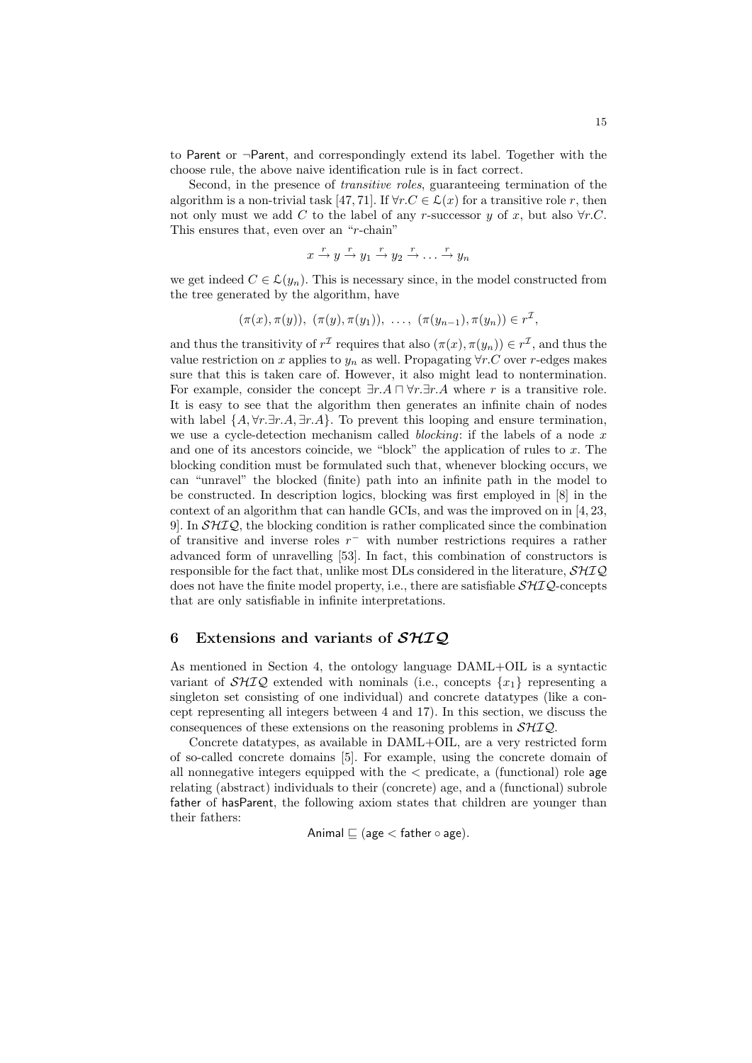to Parent or ¬Parent, and correspondingly extend its label. Together with the choose rule, the above naive identification rule is in fact correct.

Second, in the presence of *transitive roles*, guaranteeing termination of the algorithm is a non-trivial task [47, 71]. If $\forall r.C \in \mathcal{L}(x)$ for a transitive role $r$, then not only must we add $C$ to the label of any $r$-successor $y$ of $x$, but also $\forall r.C$. This ensures that, even over an "$r$-chain"

$$x \xrightarrow{r} y \xrightarrow{r} y_1 \xrightarrow{r} y_2 \xrightarrow{r} \ldots \xrightarrow{r} y_n$$

we get indeed $C \in \mathcal{L}(y_n)$. This is necessary since, in the model constructed from the tree generated by the algorithm, have

$$(\pi(x), \pi(y)),\ (\pi(y), \pi(y_1)),\ \ldots,\ (\pi(y_{n-1}), \pi(y_n)) \in r^{\mathcal{I}},$$

and thus the transitivity of $r^{\mathcal{I}}$ requires that also $(\pi(x), \pi(y_n)) \in r^{\mathcal{I}}$, and thus the value restriction on $x$ applies to $y_n$ as well. Propagating $\forall r.C$ over $r$-edges makes sure that this is taken care of. However, it also might lead to nontermination. For example, consider the concept $\exists r.A \sqcap \forall r.\exists r.A$ where $r$ is a transitive role. It is easy to see that the algorithm then generates an infinite chain of nodes with label $\{A, \forall r.\exists r.A, \exists r.A\}$. To prevent this looping and ensure termination, we use a cycle-detection mechanism called *blocking*: if the labels of a node $x$ and one of its ancestors coincide, we "block" the application of rules to $x$. The blocking condition must be formulated such that, whenever blocking occurs, we can "unravel" the blocked (finite) path into an infinite path in the model to be constructed. In description logics, blocking was first employed in [8] in the context of an algorithm that can handle GCIs, and was the improved on in [4, 23, 9]. In $\mathcal{SHIQ}$, the blocking condition is rather complicated since the combination of transitive and inverse roles $r^-$ with number restrictions requires a rather advanced form of unravelling [53]. In fact, this combination of constructors is responsible for the fact that, unlike most DLs considered in the literature, $\mathcal{SHIQ}$ does not have the finite model property, i.e., there are satisfiable $\mathcal{SHIQ}$-concepts that are only satisfiable in infinite interpretations.

## 6 Extensions and variants of $\mathcal{SHIQ}$

As mentioned in Section 4, the ontology language DAML+OIL is a syntactic variant of $\mathcal{SHIQ}$ extended with nominals (i.e., concepts $\{x_1\}$ representing a singleton set consisting of one individual) and concrete datatypes (like a concept representing all integers between 4 and 17). In this section, we discuss the consequences of these extensions on the reasoning problems in $\mathcal{SHIQ}$.

Concrete datatypes, as available in DAML+OIL, are a very restricted form of so-called concrete domains [5]. For example, using the concrete domain of all nonnegative integers equipped with the $<$ predicate, a (functional) role age relating (abstract) individuals to their (concrete) age, and a (functional) subrole father of hasParent, the following axiom states that children are younger than their fathers:

$$\mathsf{Animal} \sqsubseteq (\mathsf{age} < \mathsf{father} \circ \mathsf{age}).$$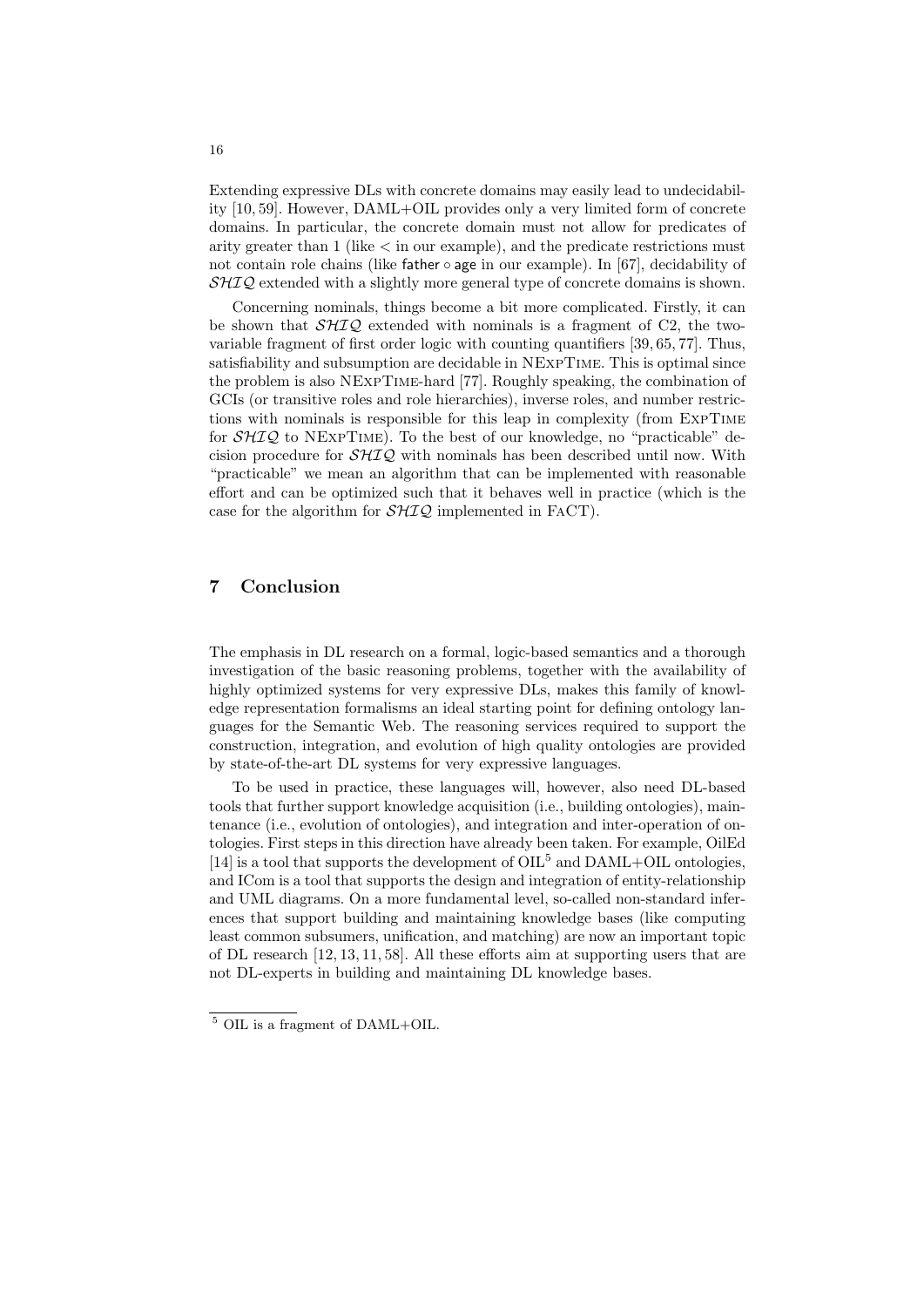Extending expressive DLs with concrete domains may easily lead to undecidability [10, 59]. However, DAML+OIL provides only a very limited form of concrete domains. In particular, the concrete domain must not allow for predicates of arity greater than 1 (like $<$ in our example), and the predicate restrictions must not contain role chains (like $\mathsf{father} \circ \mathsf{age}$ in our example). In [67], decidability of $\mathcal{SHIQ}$ extended with a slightly more general type of concrete domains is shown.

Concerning nominals, things become a bit more complicated. Firstly, it can be shown that $\mathcal{SHIQ}$ extended with nominals is a fragment of C2, the two-variable fragment of first order logic with counting quantifiers [39, 65, 77]. Thus, satisfiability and subsumption are decidable in NExpTime. This is optimal since the problem is also NExpTime-hard [77]. Roughly speaking, the combination of GCIs (or transitive roles and role hierarchies), inverse roles, and number restrictions with nominals is responsible for this leap in complexity (from ExpTime for $\mathcal{SHIQ}$ to NExpTime). To the best of our knowledge, no "practicable" decision procedure for $\mathcal{SHIQ}$ with nominals has been described until now. With "practicable" we mean an algorithm that can be implemented with reasonable effort and can be optimized such that it behaves well in practice (which is the case for the algorithm for $\mathcal{SHIQ}$ implemented in FaCT).

## 7 Conclusion

The emphasis in DL research on a formal, logic-based semantics and a thorough investigation of the basic reasoning problems, together with the availability of highly optimized systems for very expressive DLs, makes this family of knowledge representation formalisms an ideal starting point for defining ontology languages for the Semantic Web. The reasoning services required to support the construction, integration, and evolution of high quality ontologies are provided by state-of-the-art DL systems for very expressive languages.

To be used in practice, these languages will, however, also need DL-based tools that further support knowledge acquisition (i.e., building ontologies), maintenance (i.e., evolution of ontologies), and integration and inter-operation of ontologies. First steps in this direction have already been taken. For example, OilEd [14] is a tool that supports the development of OIL[5] and DAML+OIL ontologies, and ICom is a tool that supports the design and integration of entity-relationship and UML diagrams. On a more fundamental level, so-called non-standard inferences that support building and maintaining knowledge bases (like computing least common subsumers, unification, and matching) are now an important topic of DL research [12, 13, 11, 58]. All these efforts aim at supporting users that are not DL-experts in building and maintaining DL knowledge bases.

[5] OIL is a fragment of DAML+OIL.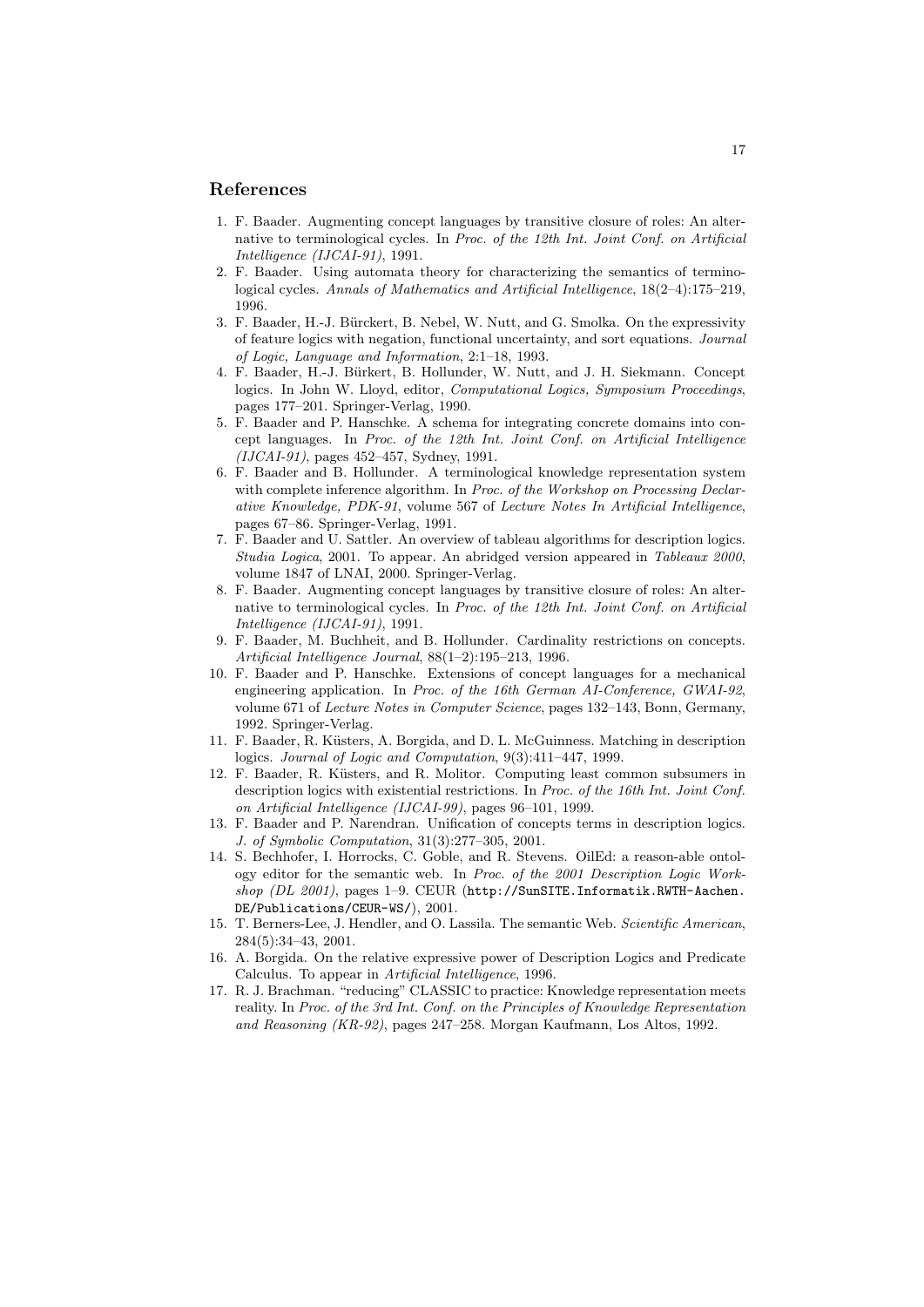## References

1. F. Baader. Augmenting concept languages by transitive closure of roles: An alternative to terminological cycles. In *Proc. of the 12th Int. Joint Conf. on Artificial Intelligence (IJCAI-91)*, 1991.
2. F. Baader. Using automata theory for characterizing the semantics of terminological cycles. *Annals of Mathematics and Artificial Intelligence*, 18(2–4):175–219, 1996.
3. F. Baader, H.-J. Bürckert, B. Nebel, W. Nutt, and G. Smolka. On the expressivity of feature logics with negation, functional uncertainty, and sort equations. *Journal of Logic, Language and Information*, 2:1–18, 1993.
4. F. Baader, H.-J. Bürkert, B. Hollunder, W. Nutt, and J. H. Siekmann. Concept logics. In John W. Lloyd, editor, *Computational Logics, Symposium Proceedings*, pages 177–201. Springer-Verlag, 1990.
5. F. Baader and P. Hanschke. A schema for integrating concrete domains into concept languages. In *Proc. of the 12th Int. Joint Conf. on Artificial Intelligence (IJCAI-91)*, pages 452–457, Sydney, 1991.
6. F. Baader and B. Hollunder. A terminological knowledge representation system with complete inference algorithm. In *Proc. of the Workshop on Processing Declarative Knowledge, PDK-91*, volume 567 of *Lecture Notes In Artificial Intelligence*, pages 67–86. Springer-Verlag, 1991.
7. F. Baader and U. Sattler. An overview of tableau algorithms for description logics. *Studia Logica*, 2001. To appear. An abridged version appeared in *Tableaux 2000*, volume 1847 of LNAI, 2000. Springer-Verlag.
8. F. Baader. Augmenting concept languages by transitive closure of roles: An alternative to terminological cycles. In *Proc. of the 12th Int. Joint Conf. on Artificial Intelligence (IJCAI-91)*, 1991.
9. F. Baader, M. Buchheit, and B. Hollunder. Cardinality restrictions on concepts. *Artificial Intelligence Journal*, 88(1–2):195–213, 1996.
10. F. Baader and P. Hanschke. Extensions of concept languages for a mechanical engineering application. In *Proc. of the 16th German AI-Conference, GWAI-92*, volume 671 of *Lecture Notes in Computer Science*, pages 132–143, Bonn, Germany, 1992. Springer-Verlag.
11. F. Baader, R. Küsters, A. Borgida, and D. L. McGuinness. Matching in description logics. *Journal of Logic and Computation*, 9(3):411–447, 1999.
12. F. Baader, R. Küsters, and R. Molitor. Computing least common subsumers in description logics with existential restrictions. In *Proc. of the 16th Int. Joint Conf. on Artificial Intelligence (IJCAI-99)*, pages 96–101, 1999.
13. F. Baader and P. Narendran. Unification of concepts terms in description logics. *J. of Symbolic Computation*, 31(3):277–305, 2001.
14. S. Bechhofer, I. Horrocks, C. Goble, and R. Stevens. OilEd: a reason-able ontology editor for the semantic web. In *Proc. of the 2001 Description Logic Workshop (DL 2001)*, pages 1–9. CEUR (`http://SunSITE.Informatik.RWTH-Aachen.DE/Publications/CEUR-WS/`), 2001.
15. T. Berners-Lee, J. Hendler, and O. Lassila. The semantic Web. *Scientific American*, 284(5):34–43, 2001.
16. A. Borgida. On the relative expressive power of Description Logics and Predicate Calculus. To appear in *Artificial Intelligence*, 1996.
17. R. J. Brachman. "reducing" CLASSIC to practice: Knowledge representation meets reality. In *Proc. of the 3rd Int. Conf. on the Principles of Knowledge Representation and Reasoning (KR-92)*, pages 247–258. Morgan Kaufmann, Los Altos, 1992.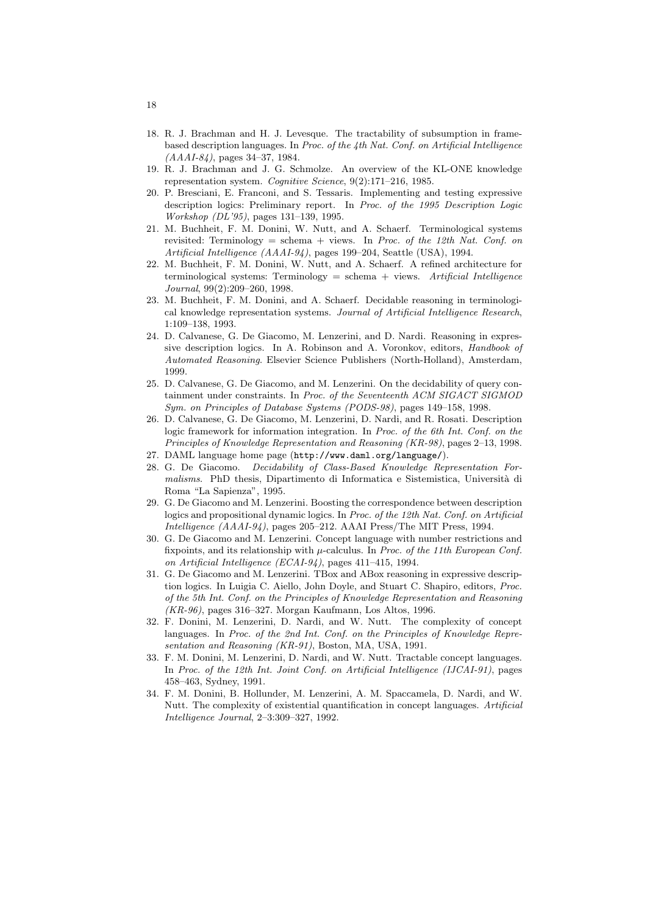18. R. J. Brachman and H. J. Levesque. The tractability of subsumption in frame-based description languages. In *Proc. of the 4th Nat. Conf. on Artificial Intelligence (AAAI-84)*, pages 34–37, 1984.
19. R. J. Brachman and J. G. Schmolze. An overview of the KL-ONE knowledge representation system. *Cognitive Science*, 9(2):171–216, 1985.
20. P. Bresciani, E. Franconi, and S. Tessaris. Implementing and testing expressive description logics: Preliminary report. In *Proc. of the 1995 Description Logic Workshop (DL'95)*, pages 131–139, 1995.
21. M. Buchheit, F. M. Donini, W. Nutt, and A. Schaerf. Terminological systems revisited: Terminology = schema + views. In *Proc. of the 12th Nat. Conf. on Artificial Intelligence (AAAI-94)*, pages 199–204, Seattle (USA), 1994.
22. M. Buchheit, F. M. Donini, W. Nutt, and A. Schaerf. A refined architecture for terminological systems: Terminology = schema + views. *Artificial Intelligence Journal*, 99(2):209–260, 1998.
23. M. Buchheit, F. M. Donini, and A. Schaerf. Decidable reasoning in terminological knowledge representation systems. *Journal of Artificial Intelligence Research*, 1:109–138, 1993.
24. D. Calvanese, G. De Giacomo, M. Lenzerini, and D. Nardi. Reasoning in expressive description logics. In A. Robinson and A. Voronkov, editors, *Handbook of Automated Reasoning*. Elsevier Science Publishers (North-Holland), Amsterdam, 1999.
25. D. Calvanese, G. De Giacomo, and M. Lenzerini. On the decidability of query containment under constraints. In *Proc. of the Seventeenth ACM SIGACT SIGMOD Sym. on Principles of Database Systems (PODS-98)*, pages 149–158, 1998.
26. D. Calvanese, G. De Giacomo, M. Lenzerini, D. Nardi, and R. Rosati. Description logic framework for information integration. In *Proc. of the 6th Int. Conf. on the Principles of Knowledge Representation and Reasoning (KR-98)*, pages 2–13, 1998.
27. DAML language home page (`http://www.daml.org/language/`).
28. G. De Giacomo. *Decidability of Class-Based Knowledge Representation Formalisms*. PhD thesis, Dipartimento di Informatica e Sistemistica, Università di Roma "La Sapienza", 1995.
29. G. De Giacomo and M. Lenzerini. Boosting the correspondence between description logics and propositional dynamic logics. In *Proc. of the 12th Nat. Conf. on Artificial Intelligence (AAAI-94)*, pages 205–212. AAAI Press/The MIT Press, 1994.
30. G. De Giacomo and M. Lenzerini. Concept language with number restrictions and fixpoints, and its relationship with $\mu$-calculus. In *Proc. of the 11th European Conf. on Artificial Intelligence (ECAI-94)*, pages 411–415, 1994.
31. G. De Giacomo and M. Lenzerini. TBox and ABox reasoning in expressive description logics. In Luigia C. Aiello, John Doyle, and Stuart C. Shapiro, editors, *Proc. of the 5th Int. Conf. on the Principles of Knowledge Representation and Reasoning (KR-96)*, pages 316–327. Morgan Kaufmann, Los Altos, 1996.
32. F. Donini, M. Lenzerini, D. Nardi, and W. Nutt. The complexity of concept languages. In *Proc. of the 2nd Int. Conf. on the Principles of Knowledge Representation and Reasoning (KR-91)*, Boston, MA, USA, 1991.
33. F. M. Donini, M. Lenzerini, D. Nardi, and W. Nutt. Tractable concept languages. In *Proc. of the 12th Int. Joint Conf. on Artificial Intelligence (IJCAI-91)*, pages 458–463, Sydney, 1991.
34. F. M. Donini, B. Hollunder, M. Lenzerini, A. M. Spaccamela, D. Nardi, and W. Nutt. The complexity of existential quantification in concept languages. *Artificial Intelligence Journal*, 2–3:309–327, 1992.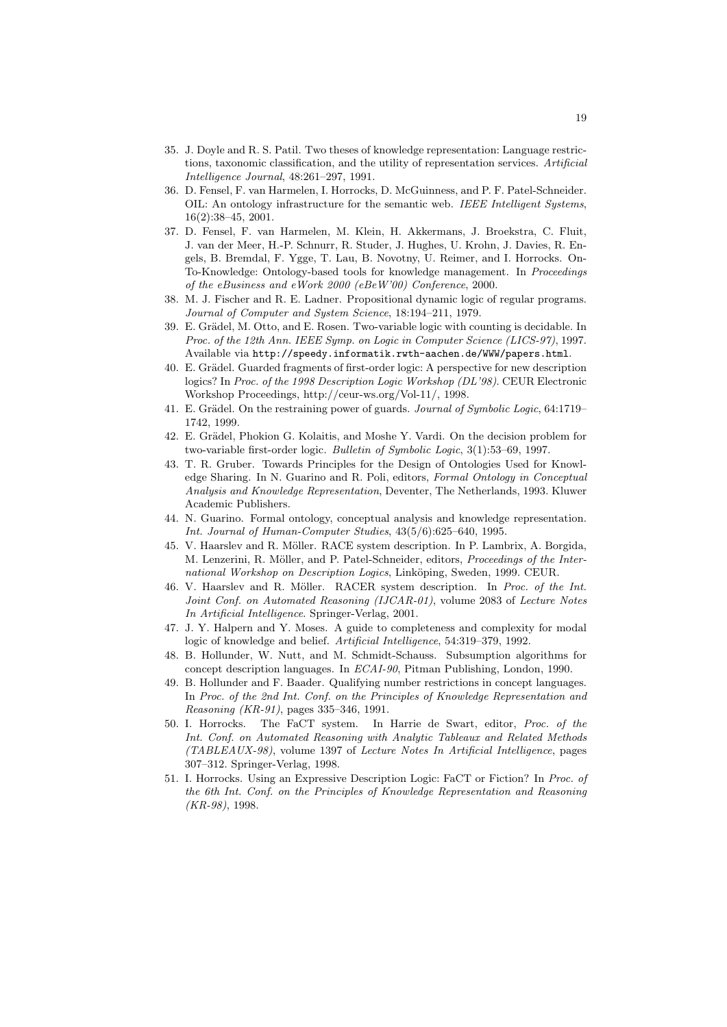35. J. Doyle and R. S. Patil. Two theses of knowledge representation: Language restrictions, taxonomic classification, and the utility of representation services. *Artificial Intelligence Journal*, 48:261–297, 1991.
36. D. Fensel, F. van Harmelen, I. Horrocks, D. McGuinness, and P. F. Patel-Schneider. OIL: An ontology infrastructure for the semantic web. *IEEE Intelligent Systems*, 16(2):38–45, 2001.
37. D. Fensel, F. van Harmelen, M. Klein, H. Akkermans, J. Broekstra, C. Fluit, J. van der Meer, H.-P. Schnurr, R. Studer, J. Hughes, U. Krohn, J. Davies, R. Engels, B. Bremdal, F. Ygge, T. Lau, B. Novotny, U. Reimer, and I. Horrocks. On-To-Knowledge: Ontology-based tools for knowledge management. In *Proceedings of the eBusiness and eWork 2000 (eBeW'00) Conference*, 2000.
38. M. J. Fischer and R. E. Ladner. Propositional dynamic logic of regular programs. *Journal of Computer and System Science*, 18:194–211, 1979.
39. E. Grädel, M. Otto, and E. Rosen. Two-variable logic with counting is decidable. In *Proc. of the 12th Ann. IEEE Symp. on Logic in Computer Science (LICS-97)*, 1997. Available via `http://speedy.informatik.rwth-aachen.de/WWW/papers.html`.
40. E. Grädel. Guarded fragments of first-order logic: A perspective for new description logics? In *Proc. of the 1998 Description Logic Workshop (DL'98)*. CEUR Electronic Workshop Proceedings, http://ceur-ws.org/Vol-11/, 1998.
41. E. Grädel. On the restraining power of guards. *Journal of Symbolic Logic*, 64:1719–1742, 1999.
42. E. Grädel, Phokion G. Kolaitis, and Moshe Y. Vardi. On the decision problem for two-variable first-order logic. *Bulletin of Symbolic Logic*, 3(1):53–69, 1997.
43. T. R. Gruber. Towards Principles for the Design of Ontologies Used for Knowledge Sharing. In N. Guarino and R. Poli, editors, *Formal Ontology in Conceptual Analysis and Knowledge Representation*, Deventer, The Netherlands, 1993. Kluwer Academic Publishers.
44. N. Guarino. Formal ontology, conceptual analysis and knowledge representation. *Int. Journal of Human-Computer Studies*, 43(5/6):625–640, 1995.
45. V. Haarslev and R. Möller. RACE system description. In P. Lambrix, A. Borgida, M. Lenzerini, R. Möller, and P. Patel-Schneider, editors, *Proceedings of the International Workshop on Description Logics*, Linköping, Sweden, 1999. CEUR.
46. V. Haarslev and R. Möller. RACER system description. In *Proc. of the Int. Joint Conf. on Automated Reasoning (IJCAR-01)*, volume 2083 of *Lecture Notes In Artificial Intelligence*. Springer-Verlag, 2001.
47. J. Y. Halpern and Y. Moses. A guide to completeness and complexity for modal logic of knowledge and belief. *Artificial Intelligence*, 54:319–379, 1992.
48. B. Hollunder, W. Nutt, and M. Schmidt-Schauss. Subsumption algorithms for concept description languages. In *ECAI-90*, Pitman Publishing, London, 1990.
49. B. Hollunder and F. Baader. Qualifying number restrictions in concept languages. In *Proc. of the 2nd Int. Conf. on the Principles of Knowledge Representation and Reasoning (KR-91)*, pages 335–346, 1991.
50. I. Horrocks. The FaCT system. In Harrie de Swart, editor, *Proc. of the Int. Conf. on Automated Reasoning with Analytic Tableaux and Related Methods (TABLEAUX-98)*, volume 1397 of *Lecture Notes In Artificial Intelligence*, pages 307–312. Springer-Verlag, 1998.
51. I. Horrocks. Using an Expressive Description Logic: FaCT or Fiction? In *Proc. of the 6th Int. Conf. on the Principles of Knowledge Representation and Reasoning (KR-98)*, 1998.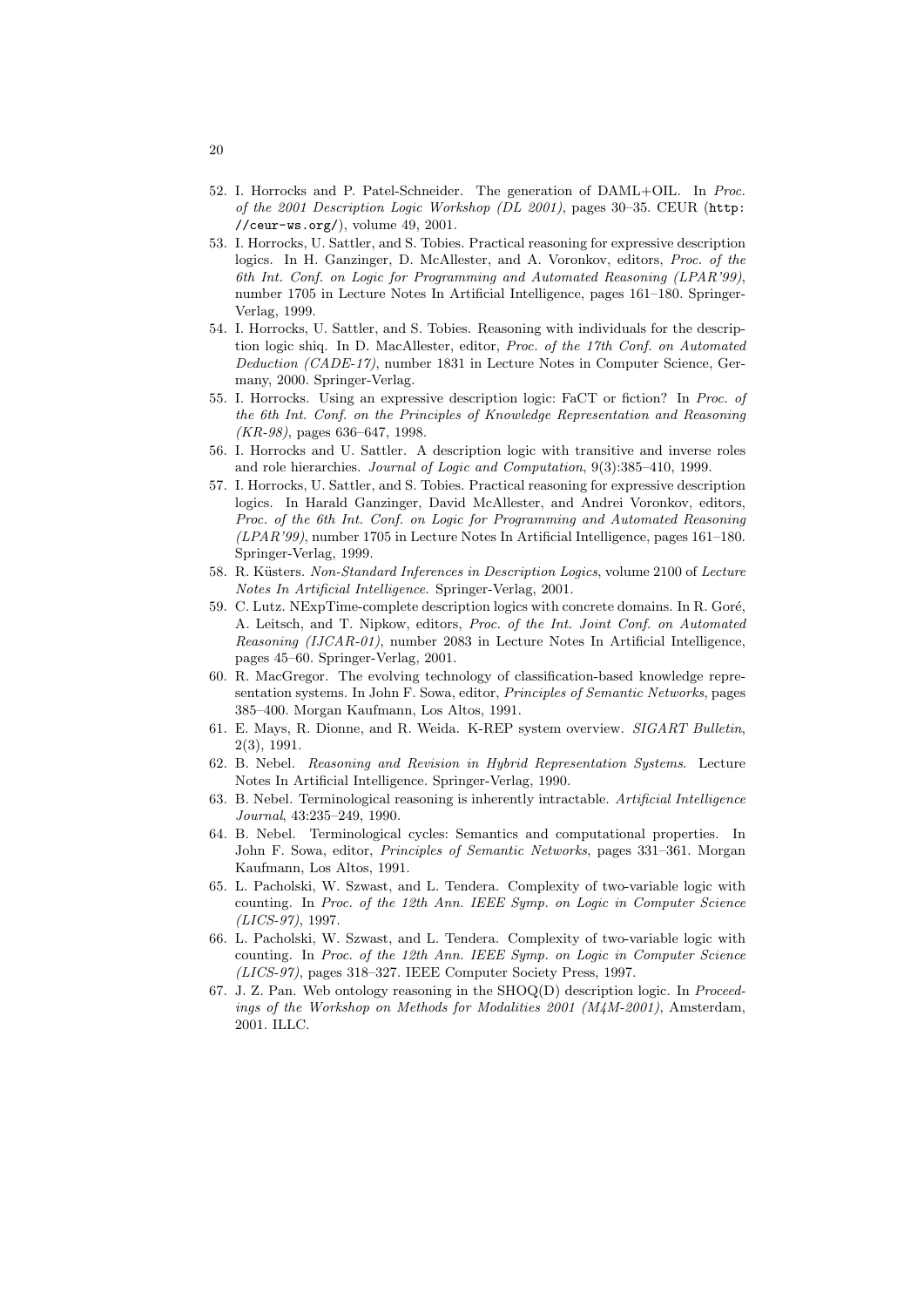52. I. Horrocks and P. Patel-Schneider. The generation of DAML+OIL. In *Proc. of the 2001 Description Logic Workshop (DL 2001)*, pages 30–35. CEUR (`http://ceur-ws.org/`), volume 49, 2001.
53. I. Horrocks, U. Sattler, and S. Tobies. Practical reasoning for expressive description logics. In H. Ganzinger, D. McAllester, and A. Voronkov, editors, *Proc. of the 6th Int. Conf. on Logic for Programming and Automated Reasoning (LPAR'99)*, number 1705 in Lecture Notes In Artificial Intelligence, pages 161–180. Springer-Verlag, 1999.
54. I. Horrocks, U. Sattler, and S. Tobies. Reasoning with individuals for the description logic shiq. In D. MacAllester, editor, *Proc. of the 17th Conf. on Automated Deduction (CADE-17)*, number 1831 in Lecture Notes in Computer Science, Germany, 2000. Springer-Verlag.
55. I. Horrocks. Using an expressive description logic: FaCT or fiction? In *Proc. of the 6th Int. Conf. on the Principles of Knowledge Representation and Reasoning (KR-98)*, pages 636–647, 1998.
56. I. Horrocks and U. Sattler. A description logic with transitive and inverse roles and role hierarchies. *Journal of Logic and Computation*, 9(3):385–410, 1999.
57. I. Horrocks, U. Sattler, and S. Tobies. Practical reasoning for expressive description logics. In Harald Ganzinger, David McAllester, and Andrei Voronkov, editors, *Proc. of the 6th Int. Conf. on Logic for Programming and Automated Reasoning (LPAR'99)*, number 1705 in Lecture Notes In Artificial Intelligence, pages 161–180. Springer-Verlag, 1999.
58. R. Küsters. *Non-Standard Inferences in Description Logics*, volume 2100 of *Lecture Notes In Artificial Intelligence*. Springer-Verlag, 2001.
59. C. Lutz. NExpTime-complete description logics with concrete domains. In R. Goré, A. Leitsch, and T. Nipkow, editors, *Proc. of the Int. Joint Conf. on Automated Reasoning (IJCAR-01)*, number 2083 in Lecture Notes In Artificial Intelligence, pages 45–60. Springer-Verlag, 2001.
60. R. MacGregor. The evolving technology of classification-based knowledge representation systems. In John F. Sowa, editor, *Principles of Semantic Networks*, pages 385–400. Morgan Kaufmann, Los Altos, 1991.
61. E. Mays, R. Dionne, and R. Weida. K-REP system overview. *SIGART Bulletin*, 2(3), 1991.
62. B. Nebel. *Reasoning and Revision in Hybrid Representation Systems*. Lecture Notes In Artificial Intelligence. Springer-Verlag, 1990.
63. B. Nebel. Terminological reasoning is inherently intractable. *Artificial Intelligence Journal*, 43:235–249, 1990.
64. B. Nebel. Terminological cycles: Semantics and computational properties. In John F. Sowa, editor, *Principles of Semantic Networks*, pages 331–361. Morgan Kaufmann, Los Altos, 1991.
65. L. Pacholski, W. Szwast, and L. Tendera. Complexity of two-variable logic with counting. In *Proc. of the 12th Ann. IEEE Symp. on Logic in Computer Science (LICS-97)*, 1997.
66. L. Pacholski, W. Szwast, and L. Tendera. Complexity of two-variable logic with counting. In *Proc. of the 12th Ann. IEEE Symp. on Logic in Computer Science (LICS-97)*, pages 318–327. IEEE Computer Society Press, 1997.
67. J. Z. Pan. Web ontology reasoning in the SHOQ(D) description logic. In *Proceedings of the Workshop on Methods for Modalities 2001 (M4M-2001)*, Amsterdam, 2001. ILLC.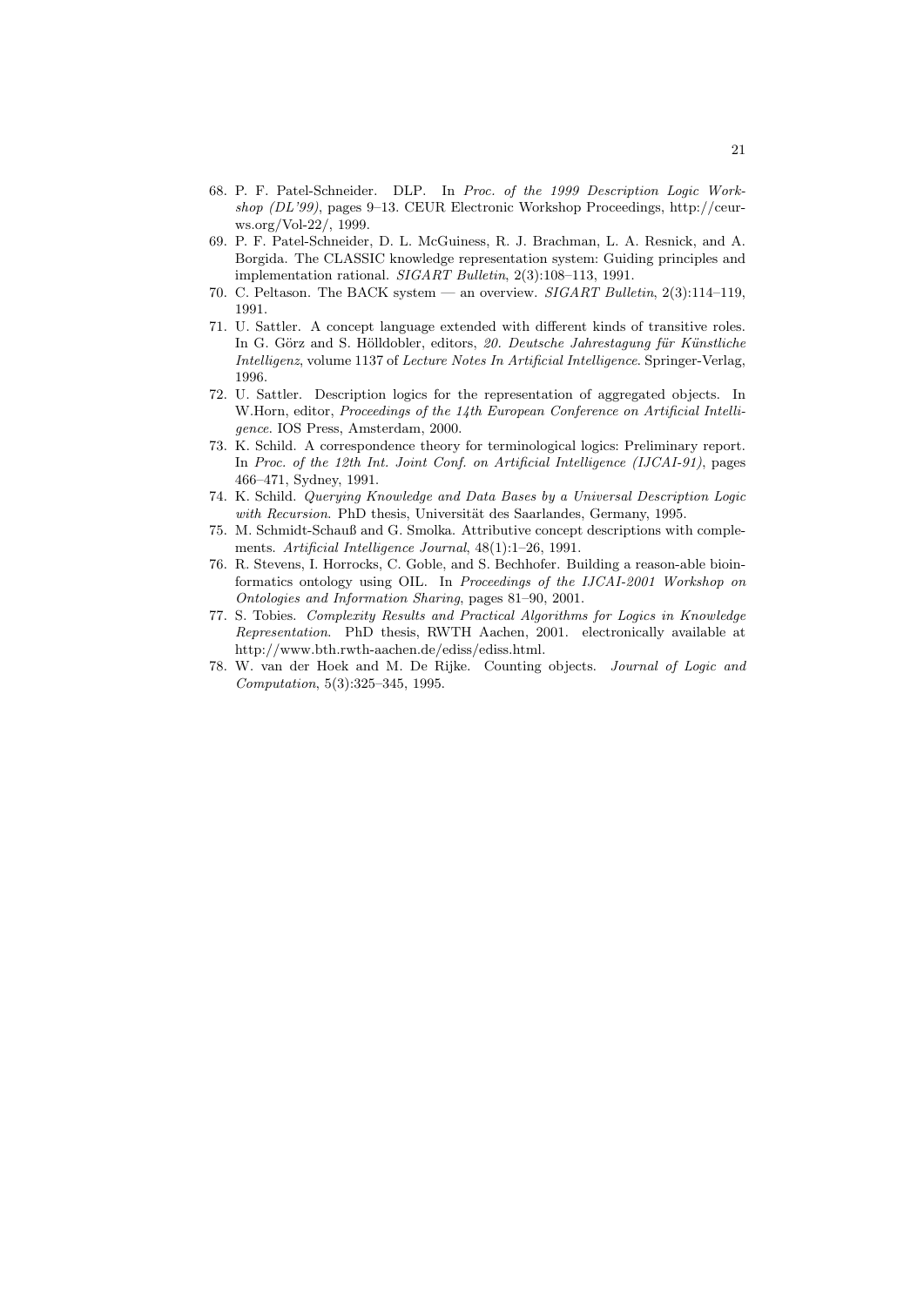68. P. F. Patel-Schneider. DLP. In *Proc. of the 1999 Description Logic Workshop (DL'99)*, pages 9–13. CEUR Electronic Workshop Proceedings, http://ceur-ws.org/Vol-22/, 1999.
69. P. F. Patel-Schneider, D. L. McGuiness, R. J. Brachman, L. A. Resnick, and A. Borgida. The CLASSIC knowledge representation system: Guiding principles and implementation rational. *SIGART Bulletin*, 2(3):108–113, 1991.
70. C. Peltason. The BACK system — an overview. *SIGART Bulletin*, 2(3):114–119, 1991.
71. U. Sattler. A concept language extended with different kinds of transitive roles. In G. Görz and S. Hölldobler, editors, *20. Deutsche Jahrestagung für Künstliche Intelligenz*, volume 1137 of *Lecture Notes In Artificial Intelligence*. Springer-Verlag, 1996.
72. U. Sattler. Description logics for the representation of aggregated objects. In W.Horn, editor, *Proceedings of the 14th European Conference on Artificial Intelligence*. IOS Press, Amsterdam, 2000.
73. K. Schild. A correspondence theory for terminological logics: Preliminary report. In *Proc. of the 12th Int. Joint Conf. on Artificial Intelligence (IJCAI-91)*, pages 466–471, Sydney, 1991.
74. K. Schild. *Querying Knowledge and Data Bases by a Universal Description Logic with Recursion*. PhD thesis, Universität des Saarlandes, Germany, 1995.
75. M. Schmidt-Schauß and G. Smolka. Attributive concept descriptions with complements. *Artificial Intelligence Journal*, 48(1):1–26, 1991.
76. R. Stevens, I. Horrocks, C. Goble, and S. Bechhofer. Building a reason-able bioinformatics ontology using OIL. In *Proceedings of the IJCAI-2001 Workshop on Ontologies and Information Sharing*, pages 81–90, 2001.
77. S. Tobies. *Complexity Results and Practical Algorithms for Logics in Knowledge Representation*. PhD thesis, RWTH Aachen, 2001. electronically available at http://www.bth.rwth-aachen.de/ediss/ediss.html.
78. W. van der Hoek and M. De Rijke. Counting objects. *Journal of Logic and Computation*, 5(3):325–345, 1995.